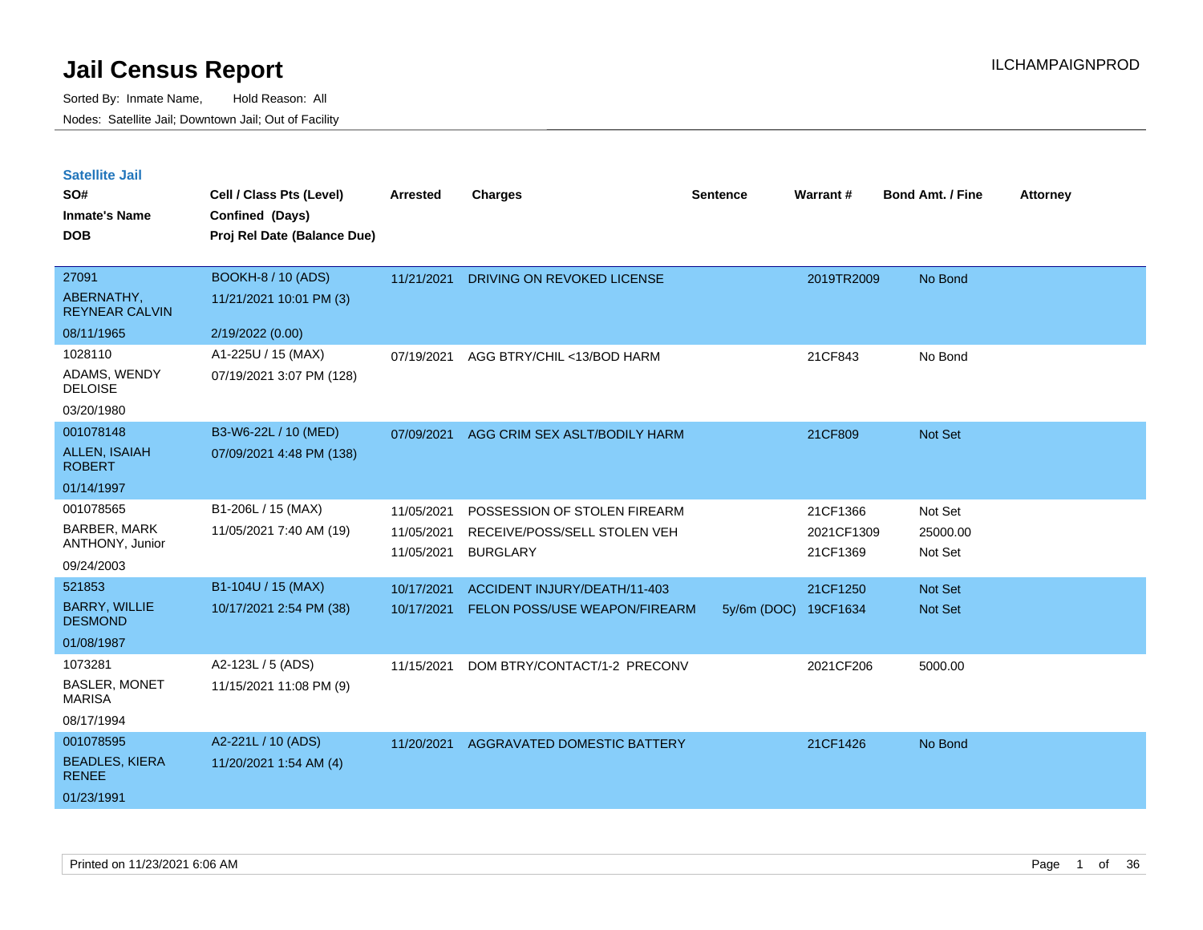# Jail Census Report

ILCHAMPAIGNPROD

Sorted By: Inmate Name, Hold Reason: All

Nodes: Satellite Jail; Downtown Jail; Out of Facility

## Satellite Jail

| SO# / Inmate's Name / DOB | Cell / Class Pts (Level) / Confined (Days) / Proj Rel Date (Balance Due) | Arrested | Charges | Sentence | Warrant # | Bond Amt. / Fine | Attorney |
|---|---|---|---|---|---|---|---|
| 27091<br>ABERNATHY, REYNEAR CALVIN<br>08/11/1965 | BOOKH-8 / 10 (ADS)<br>11/21/2021 10:01 PM (3)<br>2/19/2022 (0.00) | 11/21/2021 | DRIVING ON REVOKED LICENSE | | 2019TR2009 | No Bond | |
| 1028110<br>ADAMS, WENDY DELOISE<br>03/20/1980 | A1-225U / 15 (MAX)<br>07/19/2021 3:07 PM (128) | 07/19/2021 | AGG BTRY/CHIL <13/BOD HARM | | 21CF843 | No Bond | |
| 001078148<br>ALLEN, ISAIAH ROBERT<br>01/14/1997 | B3-W6-22L / 10 (MED)<br>07/09/2021 4:48 PM (138) | 07/09/2021 | AGG CRIM SEX ASLT/BODILY HARM | | 21CF809 | Not Set | |
| 001078565<br>BARBER, MARK ANTHONY, Junior<br>09/24/2003 | B1-206L / 15 (MAX)<br>11/05/2021 7:40 AM (19) | 11/05/2021 | POSSESSION OF STOLEN FIREARM | | 21CF1366 | Not Set | |
| | | 11/05/2021 | RECEIVE/POSS/SELL STOLEN VEH | | 2021CF1309 | 25000.00 | |
| | | 11/05/2021 | BURGLARY | | 21CF1369 | Not Set | |
| 521853<br>BARRY, WILLIE DESMOND<br>01/08/1987 | B1-104U / 15 (MAX)<br>10/17/2021 2:54 PM (38) | 10/17/2021 | ACCIDENT INJURY/DEATH/11-403 | | 21CF1250 | Not Set | |
| | | 10/17/2021 | FELON POSS/USE WEAPON/FIREARM | 5y/6m (DOC) | 19CF1634 | Not Set | |
| 1073281<br>BASLER, MONET MARISA<br>08/17/1994 | A2-123L / 5 (ADS)<br>11/15/2021 11:08 PM (9) | 11/15/2021 | DOM BTRY/CONTACT/1-2 PRECONV | | 2021CF206 | 5000.00 | |
| 001078595<br>BEADLES, KIERA RENEE<br>01/23/1991 | A2-221L / 10 (ADS)<br>11/20/2021 1:54 AM (4) | 11/20/2021 | AGGRAVATED DOMESTIC BATTERY | | 21CF1426 | No Bond | |

Printed on 11/23/2021 6:06 AM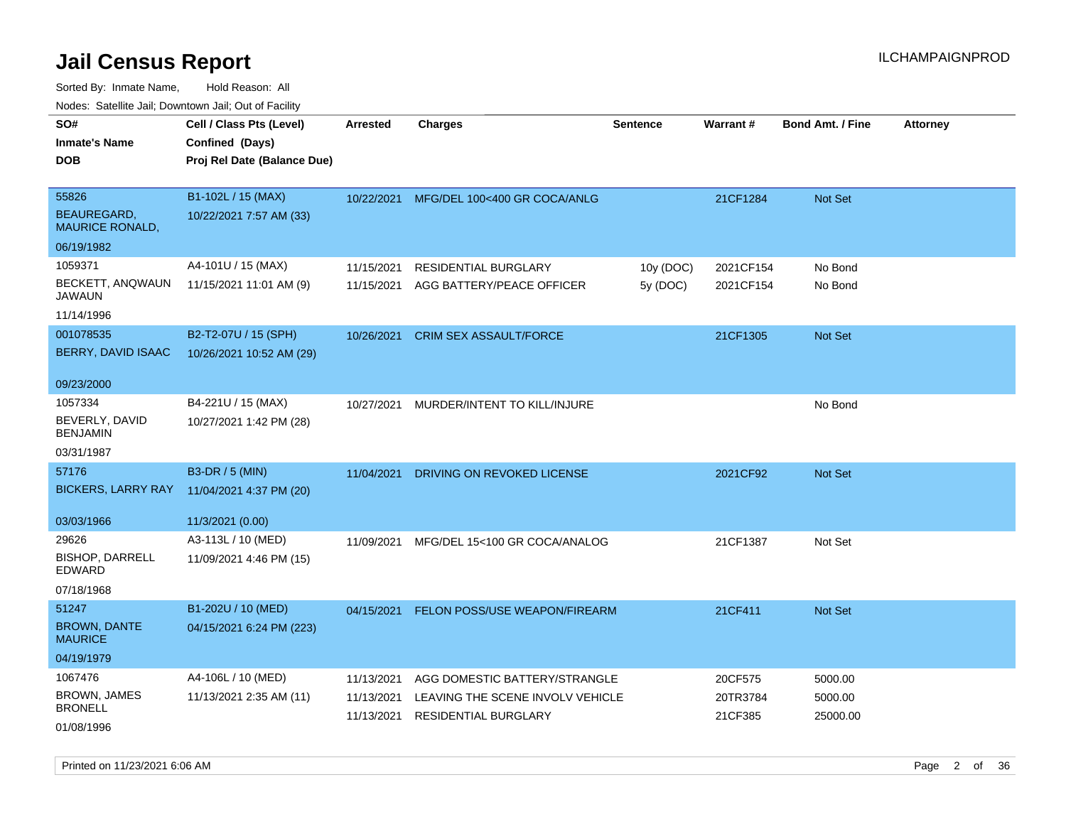# Jail Census Report

ILCHAMPAIGNPROD

Sorted By: Inmate Name, Hold Reason: All

Nodes: Satellite Jail; Downtown Jail; Out of Facility

| SO# / Inmate's Name / DOB | Cell / Class Pts (Level) / Confined (Days) / Proj Rel Date (Balance Due) | Arrested | Charges | Sentence | Warrant # | Bond Amt. / Fine | Attorney |
|---|---|---|---|---|---|---|---|
| 55826<br>BEAUREGARD, MAURICE RONALD,<br>06/19/1982 | B1-102L / 15 (MAX)<br>10/22/2021 7:57 AM (33) | 10/22/2021 | MFG/DEL 100<400 GR COCA/ANLG | | 21CF1284 | Not Set | |
| 1059371<br>BECKETT, ANQWAUN JAWAUN<br>11/14/1996 | A4-101U / 15 (MAX)<br>11/15/2021 11:01 AM (9) | 11/15/2021 | RESIDENTIAL BURGLARY | 10y (DOC) | 2021CF154 | No Bond | |
| | | 11/15/2021 | AGG BATTERY/PEACE OFFICER | 5y (DOC) | 2021CF154 | No Bond | |
| 001078535<br>BERRY, DAVID ISAAC<br>09/23/2000 | B2-T2-07U / 15 (SPH)<br>10/26/2021 10:52 AM (29) | 10/26/2021 | CRIM SEX ASSAULT/FORCE | | 21CF1305 | Not Set | |
| 1057334<br>BEVERLY, DAVID BENJAMIN<br>03/31/1987 | B4-221U / 15 (MAX)<br>10/27/2021 1:42 PM (28) | 10/27/2021 | MURDER/INTENT TO KILL/INJURE | | | No Bond | |
| 57176<br>BICKERS, LARRY RAY<br>03/03/1966 | B3-DR / 5 (MIN)<br>11/04/2021 4:37 PM (20)<br>11/3/2021 (0.00) | 11/04/2021 | DRIVING ON REVOKED LICENSE | | 2021CF92 | Not Set | |
| 29626<br>BISHOP, DARRELL EDWARD<br>07/18/1968 | A3-113L / 10 (MED)<br>11/09/2021 4:46 PM (15) | 11/09/2021 | MFG/DEL 15<100 GR COCA/ANALOG | | 21CF1387 | Not Set | |
| 51247<br>BROWN, DANTE MAURICE<br>04/19/1979 | B1-202U / 10 (MED)<br>04/15/2021 6:24 PM (223) | 04/15/2021 | FELON POSS/USE WEAPON/FIREARM | | 21CF411 | Not Set | |
| 1067476<br>BROWN, JAMES BRONELL<br>01/08/1996 | A4-106L / 10 (MED)<br>11/13/2021 2:35 AM (11) | 11/13/2021 | AGG DOMESTIC BATTERY/STRANGLE | | 20CF575 | 5000.00 | |
| | | 11/13/2021 | LEAVING THE SCENE INVOLV VEHICLE | | 20TR3784 | 5000.00 | |
| | | 11/13/2021 | RESIDENTIAL BURGLARY | | 21CF385 | 25000.00 | |

Printed on 11/23/2021 6:06 AM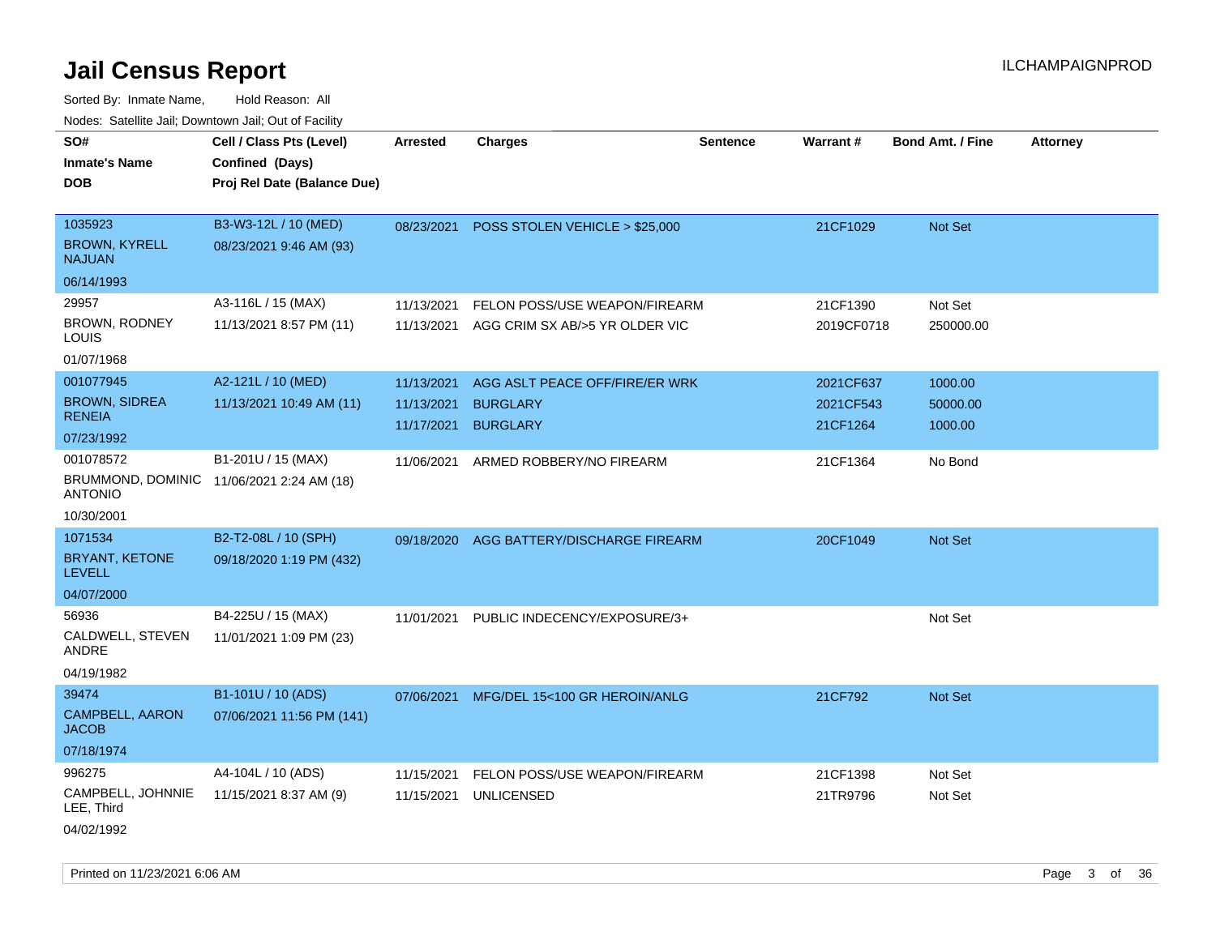# Jail Census Report

ILCHAMPAIGNPROD

Sorted By: Inmate Name, Hold Reason: All

Nodes: Satellite Jail; Downtown Jail; Out of Facility

| SO# / Inmate's Name / DOB | Cell / Class Pts (Level) / Confined (Days) / Proj Rel Date (Balance Due) | Arrested | Charges | Sentence | Warrant # | Bond Amt. / Fine | Attorney |
|---|---|---|---|---|---|---|---|
| 1035923<br>BROWN, KYRELL NAJUAN<br>06/14/1993 | B3-W3-12L / 10 (MED)<br>08/23/2021 9:46 AM (93) | 08/23/2021 | POSS STOLEN VEHICLE > $25,000 | | 21CF1029 | Not Set | |
| 29957<br>BROWN, RODNEY LOUIS<br>01/07/1968 | A3-116L / 15 (MAX)<br>11/13/2021 8:57 PM (11) | 11/13/2021<br>11/13/2021 | FELON POSS/USE WEAPON/FIREARM<br>AGG CRIM SX AB/>5 YR OLDER VIC | | 21CF1390<br>2019CF0718 | Not Set<br>250000.00 | |
| 001077945<br>BROWN, SIDREA RENEIA<br>07/23/1992 | A2-121L / 10 (MED)<br>11/13/2021 10:49 AM (11) | 11/13/2021<br>11/13/2021<br>11/17/2021 | AGG ASLT PEACE OFF/FIRE/ER WRK<br>BURGLARY<br>BURGLARY | | 2021CF637<br>2021CF543<br>21CF1264 | 1000.00<br>50000.00<br>1000.00 | |
| 001078572<br>BRUMMOND, DOMINIC ANTONIO<br>10/30/2001 | B1-201U / 15 (MAX)<br>11/06/2021 2:24 AM (18) | 11/06/2021 | ARMED ROBBERY/NO FIREARM | | 21CF1364 | No Bond | |
| 1071534<br>BRYANT, KETONE LEVELL<br>04/07/2000 | B2-T2-08L / 10 (SPH)<br>09/18/2020 1:19 PM (432) | 09/18/2020 | AGG BATTERY/DISCHARGE FIREARM | | 20CF1049 | Not Set | |
| 56936<br>CALDWELL, STEVEN ANDRE<br>04/19/1982 | B4-225U / 15 (MAX)<br>11/01/2021 1:09 PM (23) | 11/01/2021 | PUBLIC INDECENCY/EXPOSURE/3+ | | | Not Set | |
| 39474<br>CAMPBELL, AARON JACOB<br>07/18/1974 | B1-101U / 10 (ADS)<br>07/06/2021 11:56 PM (141) | 07/06/2021 | MFG/DEL 15<100 GR HEROIN/ANLG | | 21CF792 | Not Set | |
| 996275<br>CAMPBELL, JOHNNIE LEE, Third<br>04/02/1992 | A4-104L / 10 (ADS)<br>11/15/2021 8:37 AM (9) | 11/15/2021<br>11/15/2021 | FELON POSS/USE WEAPON/FIREARM<br>UNLICENSED | | 21CF1398<br>21TR9796 | Not Set<br>Not Set | |

Printed on 11/23/2021 6:06 AM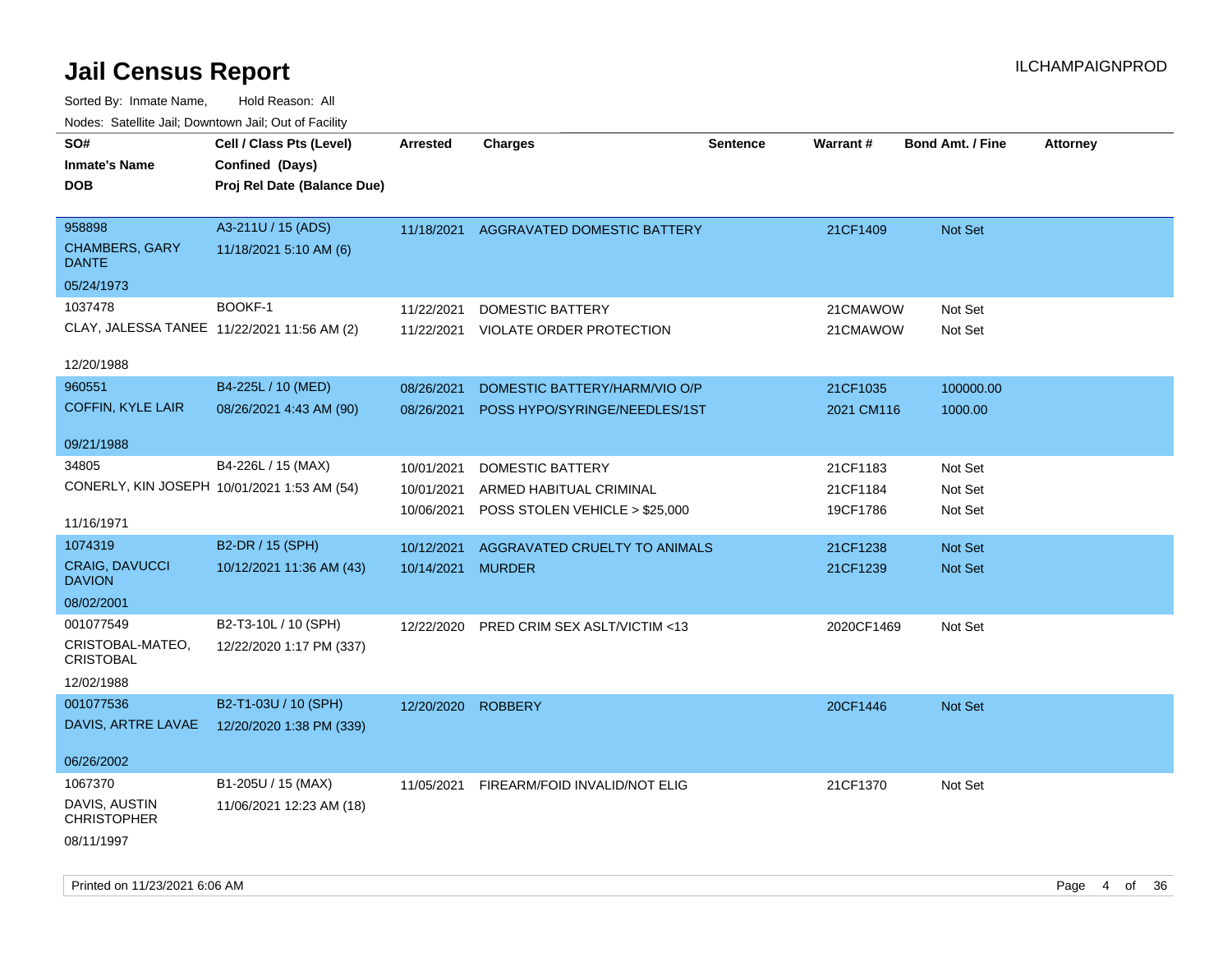# Jail Census Report

Sorted By: Inmate Name, Hold Reason: All

Nodes: Satellite Jail; Downtown Jail; Out of Facility

| SO# / Inmate's Name / DOB | Cell / Class Pts (Level) / Confined (Days) / Proj Rel Date (Balance Due) | Arrested | Charges | Sentence | Warrant # | Bond Amt. / Fine | Attorney |
|---|---|---|---|---|---|---|---|
| 958898<br>CHAMBERS, GARY DANTE<br>05/24/1973 | A3-211U / 15 (ADS)<br>11/18/2021 5:10 AM (6) | 11/18/2021 | AGGRAVATED DOMESTIC BATTERY | | 21CF1409 | Not Set | |
| 1037478<br>CLAY, JALESSA TANEE<br>12/20/1988 | BOOKF-1<br>11/22/2021 11:56 AM (2) | 11/22/2021 | DOMESTIC BATTERY | | 21CMAWOW | Not Set | |
| | | 11/22/2021 | VIOLATE ORDER PROTECTION | | 21CMAWOW | Not Set | |
| 960551<br>COFFIN, KYLE LAIR<br>09/21/1988 | B4-225L / 10 (MED)<br>08/26/2021 4:43 AM (90) | 08/26/2021 | DOMESTIC BATTERY/HARM/VIO O/P | | 21CF1035 | 100000.00 | |
| | | 08/26/2021 | POSS HYPO/SYRINGE/NEEDLES/1ST | | 2021 CM116 | 1000.00 | |
| 34805<br>CONERLY, KIN JOSEPH<br>11/16/1971 | B4-226L / 15 (MAX)<br>10/01/2021 1:53 AM (54) | 10/01/2021 | DOMESTIC BATTERY | | 21CF1183 | Not Set | |
| | | 10/01/2021 | ARMED HABITUAL CRIMINAL | | 21CF1184 | Not Set | |
| | | 10/06/2021 | POSS STOLEN VEHICLE > $25,000 | | 19CF1786 | Not Set | |
| 1074319<br>CRAIG, DAVUCCI DAVION<br>08/02/2001 | B2-DR / 15 (SPH)<br>10/12/2021 11:36 AM (43) | 10/12/2021 | AGGRAVATED CRUELTY TO ANIMALS | | 21CF1238 | Not Set | |
| | | 10/14/2021 | MURDER | | 21CF1239 | Not Set | |
| 001077549<br>CRISTOBAL-MATEO, CRISTOBAL<br>12/02/1988 | B2-T3-10L / 10 (SPH)<br>12/22/2020 1:17 PM (337) | 12/22/2020 | PRED CRIM SEX ASLT/VICTIM <13 | | 2020CF1469 | Not Set | |
| 001077536<br>DAVIS, ARTRE LAVAE<br>06/26/2002 | B2-T1-03U / 10 (SPH)<br>12/20/2020 1:38 PM (339) | 12/20/2020 | ROBBERY | | 20CF1446 | Not Set | |
| 1067370<br>DAVIS, AUSTIN CHRISTOPHER<br>08/11/1997 | B1-205U / 15 (MAX)<br>11/06/2021 12:23 AM (18) | 11/05/2021 | FIREARM/FOID INVALID/NOT ELIG | | 21CF1370 | Not Set | |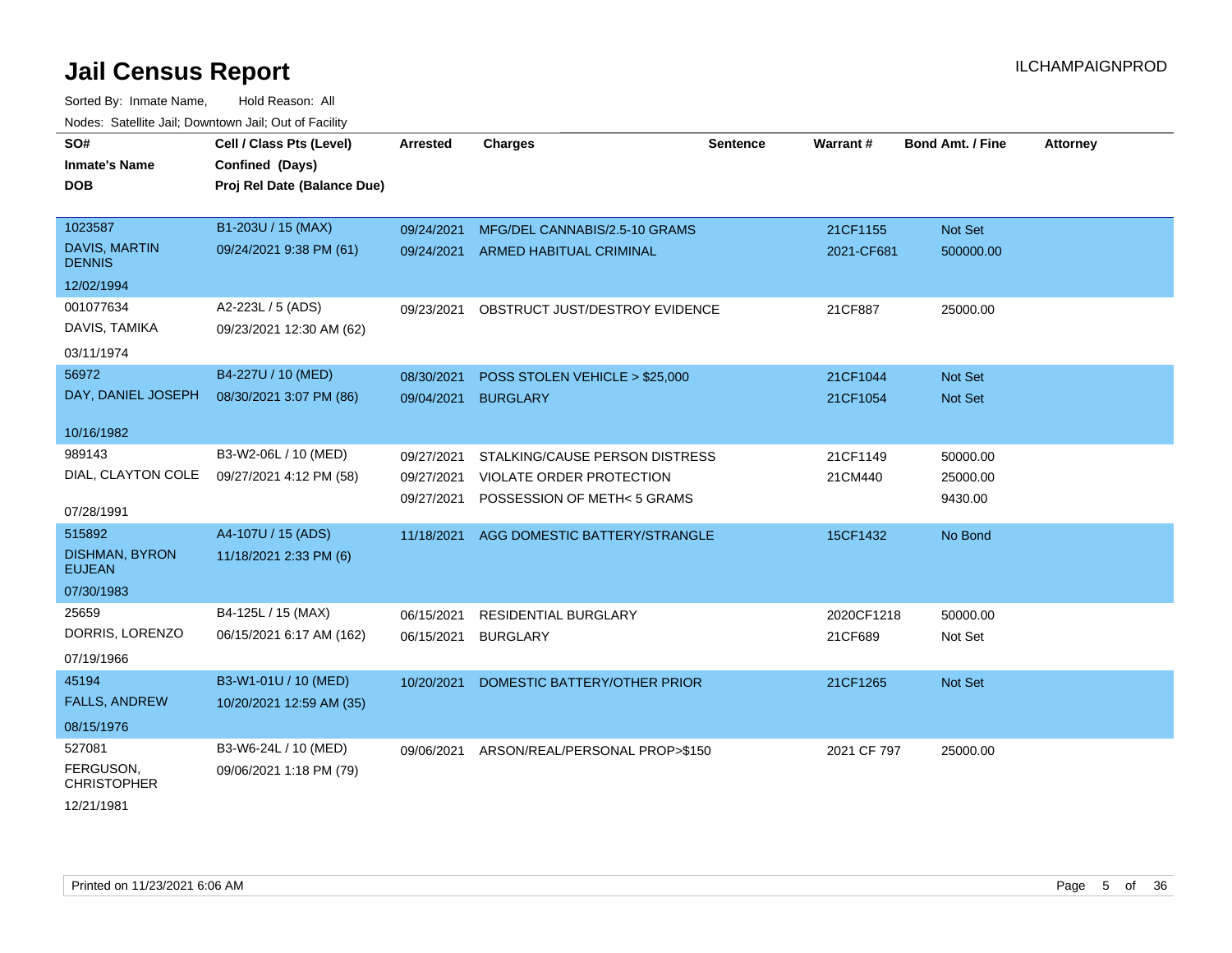# Jail Census Report

ILCHAMPAIGNPROD

Sorted By: Inmate Name, Hold Reason: All

Nodes: Satellite Jail; Downtown Jail; Out of Facility

| SO# / Inmate's Name / DOB | Cell / Class Pts (Level) / Confined (Days) / Proj Rel Date (Balance Due) | Arrested | Charges | Sentence | Warrant # | Bond Amt. / Fine | Attorney |
|---|---|---|---|---|---|---|---|
| 1023587<br>DAVIS, MARTIN DENNIS<br>12/02/1994 | B1-203U / 15 (MAX)<br>09/24/2021 9:38 PM (61) | 09/24/2021<br>09/24/2021 | MFG/DEL CANNABIS/2.5-10 GRAMS<br>ARMED HABITUAL CRIMINAL | | 21CF1155<br>2021-CF681 | Not Set<br>500000.00 | |
| 001077634<br>DAVIS, TAMIKA<br>03/11/1974 | A2-223L / 5 (ADS)<br>09/23/2021 12:30 AM (62) | 09/23/2021 | OBSTRUCT JUST/DESTROY EVIDENCE | | 21CF887 | 25000.00 | |
| 56972<br>DAY, DANIEL JOSEPH<br>10/16/1982 | B4-227U / 10 (MED)<br>08/30/2021 3:07 PM (86) | 08/30/2021<br>09/04/2021 | POSS STOLEN VEHICLE > $25,000<br>BURGLARY | | 21CF1044<br>21CF1054 | Not Set<br>Not Set | |
| 989143<br>DIAL, CLAYTON COLE<br>07/28/1991 | B3-W2-06L / 10 (MED)<br>09/27/2021 4:12 PM (58) | 09/27/2021<br>09/27/2021<br>09/27/2021 | STALKING/CAUSE PERSON DISTRESS<br>VIOLATE ORDER PROTECTION<br>POSSESSION OF METH< 5 GRAMS | | 21CF1149<br>21CM440 | 50000.00<br>25000.00<br>9430.00 | |
| 515892<br>DISHMAN, BYRON EUJEAN<br>07/30/1983 | A4-107U / 15 (ADS)<br>11/18/2021 2:33 PM (6) | 11/18/2021 | AGG DOMESTIC BATTERY/STRANGLE | | 15CF1432 | No Bond | |
| 25659<br>DORRIS, LORENZO<br>07/19/1966 | B4-125L / 15 (MAX)<br>06/15/2021 6:17 AM (162) | 06/15/2021<br>06/15/2021 | RESIDENTIAL BURGLARY<br>BURGLARY | | 2020CF1218<br>21CF689 | 50000.00<br>Not Set | |
| 45194<br>FALLS, ANDREW<br>08/15/1976 | B3-W1-01U / 10 (MED)<br>10/20/2021 12:59 AM (35) | 10/20/2021 | DOMESTIC BATTERY/OTHER PRIOR | | 21CF1265 | Not Set | |
| 527081<br>FERGUSON, CHRISTOPHER<br>12/21/1981 | B3-W6-24L / 10 (MED)<br>09/06/2021 1:18 PM (79) | 09/06/2021 | ARSON/REAL/PERSONAL PROP>$150 | | 2021 CF 797 | 25000.00 | |

Printed on 11/23/2021 6:06 AM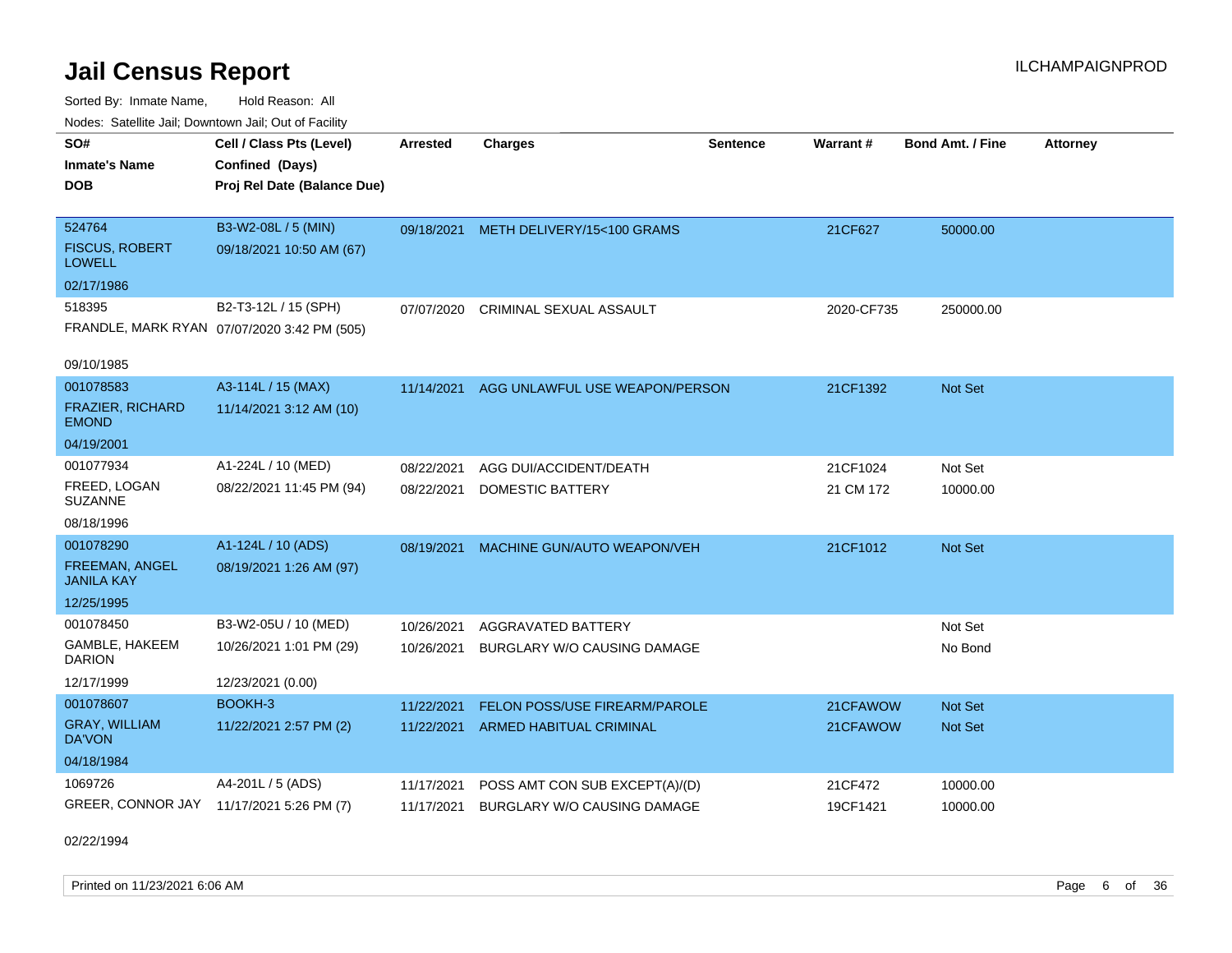# Jail Census Report

ILCHAMPAIGNPROD

Sorted By: Inmate Name, Hold Reason: All

Nodes: Satellite Jail; Downtown Jail; Out of Facility

| SO# / Inmate's Name / DOB | Cell / Class Pts (Level) / Confined (Days) / Proj Rel Date (Balance Due) | Arrested | Charges | Sentence | Warrant # | Bond Amt. / Fine | Attorney |
|---|---|---|---|---|---|---|---|
| 524764<br>FISCUS, ROBERT LOWELL<br>02/17/1986 | B3-W2-08L / 5 (MIN)<br>09/18/2021 10:50 AM (67) | 09/18/2021 | METH DELIVERY/15<100 GRAMS | | 21CF627 | 50000.00 | |
| 518395<br>FRANDLE, MARK RYAN<br>09/10/1985 | B2-T3-12L / 15 (SPH)<br>07/07/2020 3:42 PM (505) | 07/07/2020 | CRIMINAL SEXUAL ASSAULT | | 2020-CF735 | 250000.00 | |
| 001078583<br>FRAZIER, RICHARD EMOND<br>04/19/2001 | A3-114L / 15 (MAX)<br>11/14/2021 3:12 AM (10) | 11/14/2021 | AGG UNLAWFUL USE WEAPON/PERSON | | 21CF1392 | Not Set | |
| 001077934<br>FREED, LOGAN SUZANNE<br>08/18/1996 | A1-224L / 10 (MED)<br>08/22/2021 11:45 PM (94) | 08/22/2021<br>08/22/2021 | AGG DUI/ACCIDENT/DEATH<br>DOMESTIC BATTERY | | 21CF1024<br>21 CM 172 | Not Set<br>10000.00 | |
| 001078290<br>FREEMAN, ANGEL JANILA KAY<br>12/25/1995 | A1-124L / 10 (ADS)<br>08/19/2021 1:26 AM (97) | 08/19/2021 | MACHINE GUN/AUTO WEAPON/VEH | | 21CF1012 | Not Set | |
| 001078450<br>GAMBLE, HAKEEM DARION<br>12/17/1999 | B3-W2-05U / 10 (MED)<br>10/26/2021 1:01 PM (29)<br>12/23/2021 (0.00) | 10/26/2021<br>10/26/2021 | AGGRAVATED BATTERY<br>BURGLARY W/O CAUSING DAMAGE | | | Not Set<br>No Bond | |
| 001078607<br>GRAY, WILLIAM DA'VON<br>04/18/1984 | BOOKH-3<br>11/22/2021 2:57 PM (2) | 11/22/2021<br>11/22/2021 | FELON POSS/USE FIREARM/PAROLE<br>ARMED HABITUAL CRIMINAL | | 21CFAWOW<br>21CFAWOW | Not Set<br>Not Set | |
| 1069726<br>GREER, CONNOR JAY<br>02/22/1994 | A4-201L / 5 (ADS)<br>11/17/2021 5:26 PM (7) | 11/17/2021<br>11/17/2021 | POSS AMT CON SUB EXCEPT(A)/(D)<br>BURGLARY W/O CAUSING DAMAGE | | 21CF472<br>19CF1421 | 10000.00<br>10000.00 | |

Printed on 11/23/2021 6:06 AM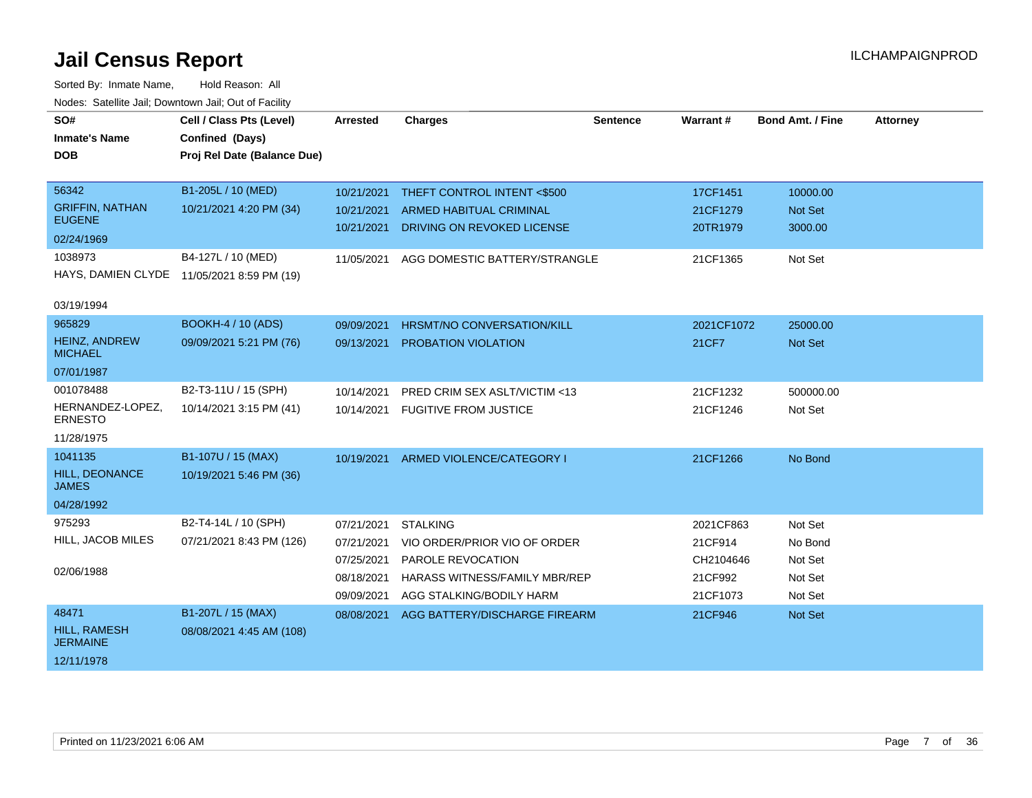# Jail Census Report

ILCHAMPAIGNPROD

Sorted By: Inmate Name, Hold Reason: All

Nodes: Satellite Jail; Downtown Jail; Out of Facility

| SO# / Inmate's Name / DOB | Cell / Class Pts (Level) / Confined (Days) / Proj Rel Date (Balance Due) | Arrested | Charges | Sentence | Warrant # | Bond Amt. / Fine | Attorney |
|---|---|---|---|---|---|---|---|
| 56342 | B1-205L / 10 (MED) | 10/21/2021 | THEFT CONTROL INTENT <$500 | | 17CF1451 | 10000.00 | |
| GRIFFIN, NATHAN EUGENE | 10/21/2021 4:20 PM (34) | 10/21/2021 | ARMED HABITUAL CRIMINAL | | 21CF1279 | Not Set | |
| 02/24/1969 | | 10/21/2021 | DRIVING ON REVOKED LICENSE | | 20TR1979 | 3000.00 | |
| 1038973 | B4-127L / 10 (MED) | 11/05/2021 | AGG DOMESTIC BATTERY/STRANGLE | | 21CF1365 | Not Set | |
| HAYS, DAMIEN CLYDE | 11/05/2021 8:59 PM (19) | | | | | | |
| 03/19/1994 | | | | | | | |
| 965829 | BOOKH-4 / 10 (ADS) | 09/09/2021 | HRSMT/NO CONVERSATION/KILL | | 2021CF1072 | 25000.00 | |
| HEINZ, ANDREW MICHAEL | 09/09/2021 5:21 PM (76) | 09/13/2021 | PROBATION VIOLATION | | 21CF7 | Not Set | |
| 07/01/1987 | | | | | | | |
| 001078488 | B2-T3-11U / 15 (SPH) | 10/14/2021 | PRED CRIM SEX ASLT/VICTIM <13 | | 21CF1232 | 500000.00 | |
| HERNANDEZ-LOPEZ, ERNESTO | 10/14/2021 3:15 PM (41) | 10/14/2021 | FUGITIVE FROM JUSTICE | | 21CF1246 | Not Set | |
| 11/28/1975 | | | | | | | |
| 1041135 | B1-107U / 15 (MAX) | 10/19/2021 | ARMED VIOLENCE/CATEGORY I | | 21CF1266 | No Bond | |
| HILL, DEONANCE JAMES | 10/19/2021 5:46 PM (36) | | | | | | |
| 04/28/1992 | | | | | | | |
| 975293 | B2-T4-14L / 10 (SPH) | 07/21/2021 | STALKING | | 2021CF863 | Not Set | |
| HILL, JACOB MILES | 07/21/2021 8:43 PM (126) | 07/21/2021 | VIO ORDER/PRIOR VIO OF ORDER | | 21CF914 | No Bond | |
| 02/06/1988 | | 07/25/2021 | PAROLE REVOCATION | | CH2104646 | Not Set | |
| | | 08/18/2021 | HARASS WITNESS/FAMILY MBR/REP | | 21CF992 | Not Set | |
| | | 09/09/2021 | AGG STALKING/BODILY HARM | | 21CF1073 | Not Set | |
| 48471 | B1-207L / 15 (MAX) | 08/08/2021 | AGG BATTERY/DISCHARGE FIREARM | | 21CF946 | Not Set | |
| HILL, RAMESH JERMAINE | 08/08/2021 4:45 AM (108) | | | | | | |
| 12/11/1978 | | | | | | | |

Printed on 11/23/2021 6:06 AM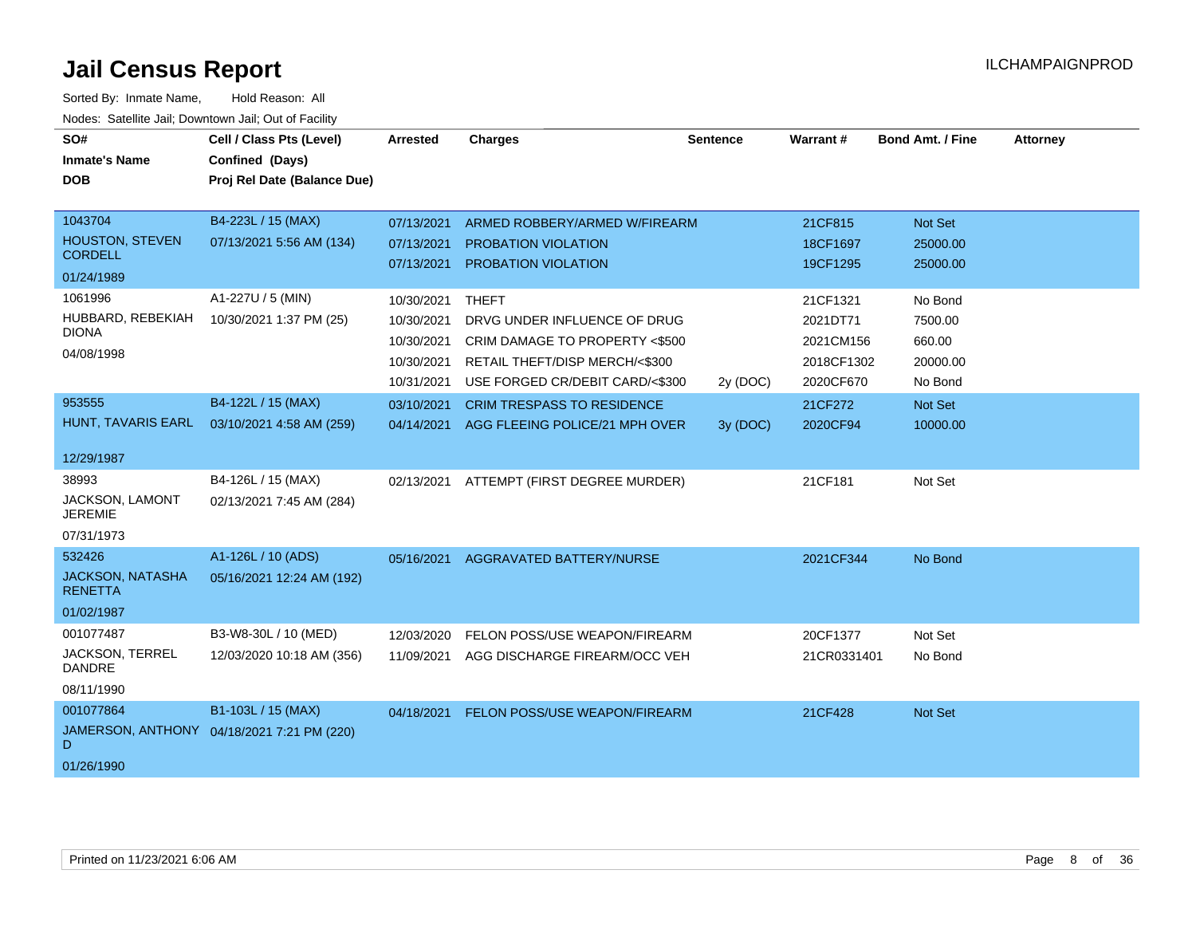# Jail Census Report

ILCHAMPAIGNPROD

Sorted By: Inmate Name, Hold Reason: All

Nodes: Satellite Jail; Downtown Jail; Out of Facility

| SO# / Inmate's Name / DOB | Cell / Class Pts (Level) / Confined (Days) / Proj Rel Date (Balance Due) | Arrested | Charges | Sentence | Warrant # | Bond Amt. / Fine | Attorney |
|---|---|---|---|---|---|---|---|
| 1043704 HOUSTON, STEVEN CORDELL 01/24/1989 | B4-223L / 15 (MAX) 07/13/2021 5:56 AM (134) | 07/13/2021 | ARMED ROBBERY/ARMED W/FIREARM | | 21CF815 | Not Set | |
| | | 07/13/2021 | PROBATION VIOLATION | | 18CF1697 | 25000.00 | |
| | | 07/13/2021 | PROBATION VIOLATION | | 19CF1295 | 25000.00 | |
| 1061996 HUBBARD, REBEKIAH DIONA 04/08/1998 | A1-227U / 5 (MIN) 10/30/2021 1:37 PM (25) | 10/30/2021 | THEFT | | 21CF1321 | No Bond | |
| | | 10/30/2021 | DRVG UNDER INFLUENCE OF DRUG | | 2021DT71 | 7500.00 | |
| | | 10/30/2021 | CRIM DAMAGE TO PROPERTY <$500 | | 2021CM156 | 660.00 | |
| | | 10/30/2021 | RETAIL THEFT/DISP MERCH/<$300 | | 2018CF1302 | 20000.00 | |
| | | 10/31/2021 | USE FORGED CR/DEBIT CARD/<$300 | 2y (DOC) | 2020CF670 | No Bond | |
| 953555 HUNT, TAVARIS EARL 12/29/1987 | B4-122L / 15 (MAX) 03/10/2021 4:58 AM (259) | 03/10/2021 | CRIM TRESPASS TO RESIDENCE | | 21CF272 | Not Set | |
| | | 04/14/2021 | AGG FLEEING POLICE/21 MPH OVER | 3y (DOC) | 2020CF94 | 10000.00 | |
| 38993 JACKSON, LAMONT JEREMIE 07/31/1973 | B4-126L / 15 (MAX) 02/13/2021 7:45 AM (284) | 02/13/2021 | ATTEMPT (FIRST DEGREE MURDER) | | 21CF181 | Not Set | |
| 532426 JACKSON, NATASHA RENETTA 01/02/1987 | A1-126L / 10 (ADS) 05/16/2021 12:24 AM (192) | 05/16/2021 | AGGRAVATED BATTERY/NURSE | | 2021CF344 | No Bond | |
| 001077487 JACKSON, TERREL DANDRE 08/11/1990 | B3-W8-30L / 10 (MED) 12/03/2020 10:18 AM (356) | 12/03/2020 | FELON POSS/USE WEAPON/FIREARM | | 20CF1377 | Not Set | |
| | | 11/09/2021 | AGG DISCHARGE FIREARM/OCC VEH | | 21CR0331401 | No Bond | |
| 001077864 JAMERSON, ANTHONY D 01/26/1990 | B1-103L / 15 (MAX) 04/18/2021 7:21 PM (220) | 04/18/2021 | FELON POSS/USE WEAPON/FIREARM | | 21CF428 | Not Set | |

Printed on 11/23/2021 6:06 AM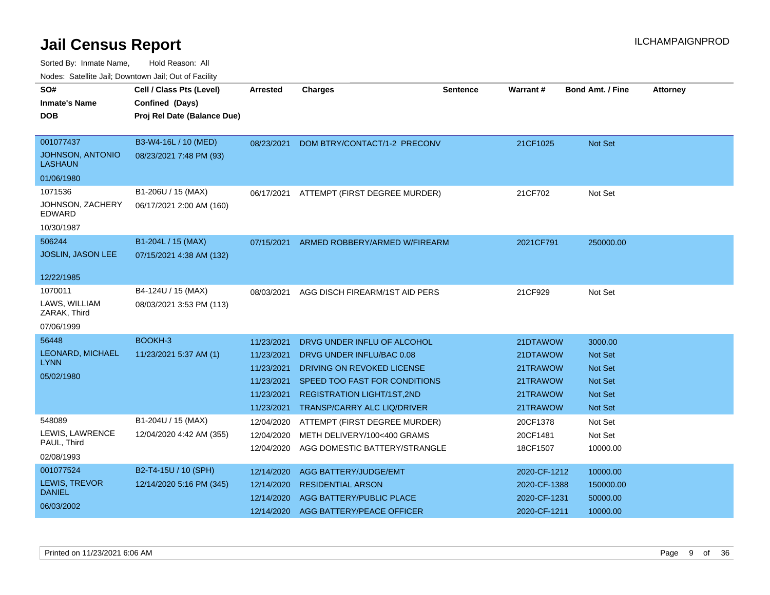# Jail Census Report

ILCHAMPAIGNPROD

Sorted By: Inmate Name, Hold Reason: All

Nodes: Satellite Jail; Downtown Jail; Out of Facility

| SO# / Inmate's Name / DOB | Cell / Class Pts (Level) / Confined (Days) / Proj Rel Date (Balance Due) | Arrested | Charges | Sentence | Warrant # | Bond Amt. / Fine | Attorney |
|---|---|---|---|---|---|---|---|
| 001077437 JOHNSON, ANTONIO LASHAUN 01/06/1980 | B3-W4-16L / 10 (MED) 08/23/2021 7:48 PM (93) | 08/23/2021 | DOM BTRY/CONTACT/1-2 PRECONV | | 21CF1025 | Not Set | |
| 1071536 JOHNSON, ZACHERY EDWARD 10/30/1987 | B1-206U / 15 (MAX) 06/17/2021 2:00 AM (160) | 06/17/2021 | ATTEMPT (FIRST DEGREE MURDER) | | 21CF702 | Not Set | |
| 506244 JOSLIN, JASON LEE 12/22/1985 | B1-204L / 15 (MAX) 07/15/2021 4:38 AM (132) | 07/15/2021 | ARMED ROBBERY/ARMED W/FIREARM | | 2021CF791 | 250000.00 | |
| 1070011 LAWS, WILLIAM ZARAK, Third 07/06/1999 | B4-124U / 15 (MAX) 08/03/2021 3:53 PM (113) | 08/03/2021 | AGG DISCH FIREARM/1ST AID PERS | | 21CF929 | Not Set | |
| 56448 LEONARD, MICHAEL LYNN 05/02/1980 | BOOKH-3 11/23/2021 5:37 AM (1) | 11/23/2021 | DRVG UNDER INFLU OF ALCOHOL | | 21DTAWOW | 3000.00 | |
| | | 11/23/2021 | DRVG UNDER INFLU/BAC 0.08 | | 21DTAWOW | Not Set | |
| | | 11/23/2021 | DRIVING ON REVOKED LICENSE | | 21TRAWOW | Not Set | |
| | | 11/23/2021 | SPEED TOO FAST FOR CONDITIONS | | 21TRAWOW | Not Set | |
| | | 11/23/2021 | REGISTRATION LIGHT/1ST,2ND | | 21TRAWOW | Not Set | |
| | | 11/23/2021 | TRANSP/CARRY ALC LIQ/DRIVER | | 21TRAWOW | Not Set | |
| 548089 LEWIS, LAWRENCE PAUL, Third 02/08/1993 | B1-204U / 15 (MAX) 12/04/2020 4:42 AM (355) | 12/04/2020 | ATTEMPT (FIRST DEGREE MURDER) | | 20CF1378 | Not Set | |
| | | 12/04/2020 | METH DELIVERY/100<400 GRAMS | | 20CF1481 | Not Set | |
| | | 12/04/2020 | AGG DOMESTIC BATTERY/STRANGLE | | 18CF1507 | 10000.00 | |
| 001077524 LEWIS, TREVOR DANIEL 06/03/2002 | B2-T4-15U / 10 (SPH) 12/14/2020 5:16 PM (345) | 12/14/2020 | AGG BATTERY/JUDGE/EMT | | 2020-CF-1212 | 10000.00 | |
| | | 12/14/2020 | RESIDENTIAL ARSON | | 2020-CF-1388 | 150000.00 | |
| | | 12/14/2020 | AGG BATTERY/PUBLIC PLACE | | 2020-CF-1231 | 50000.00 | |
| | | 12/14/2020 | AGG BATTERY/PEACE OFFICER | | 2020-CF-1211 | 10000.00 | |

Printed on 11/23/2021 6:06 AM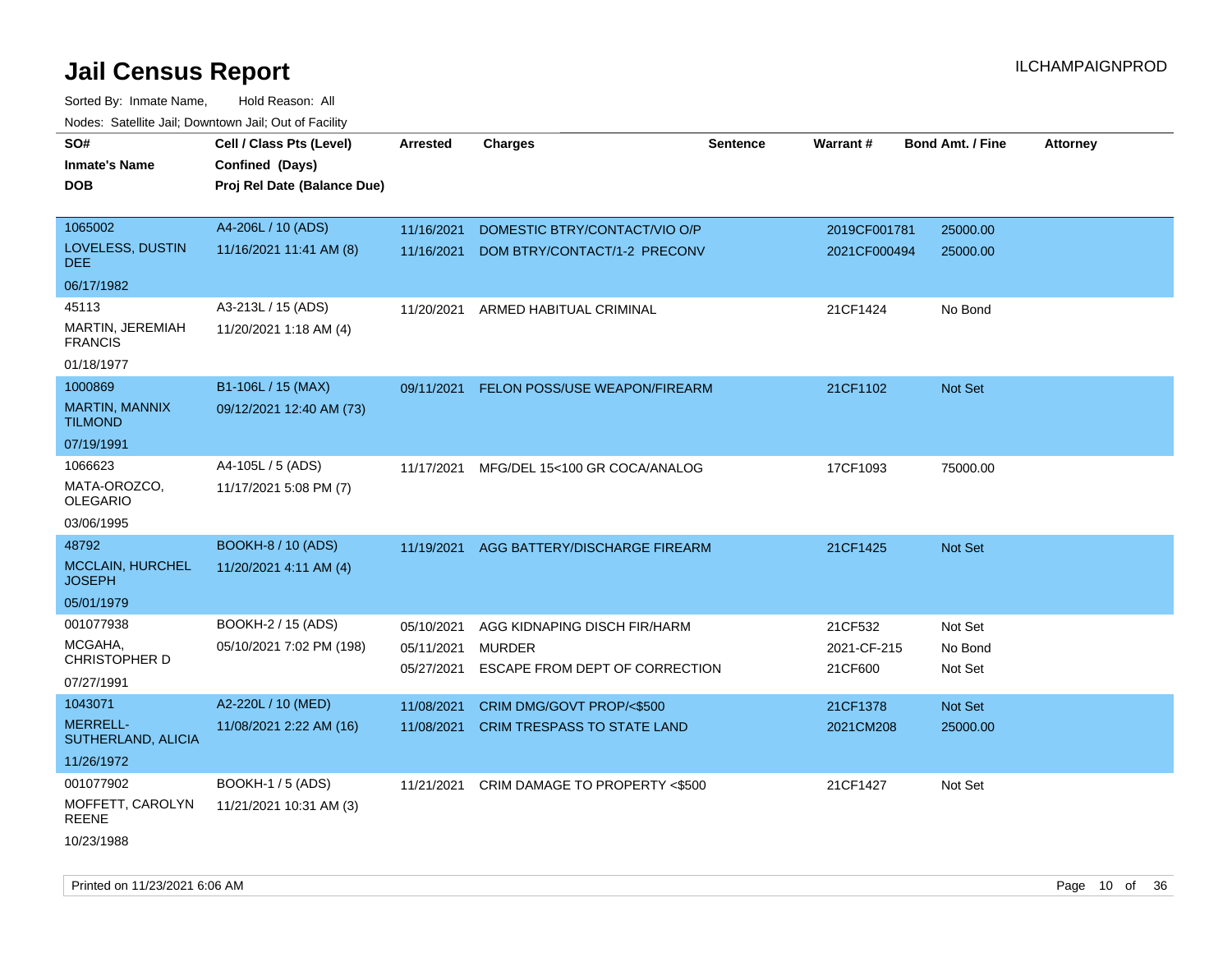# Jail Census Report

ILCHAMPAIGNPROD

Sorted By: Inmate Name, Hold Reason: All

Nodes: Satellite Jail; Downtown Jail; Out of Facility

| SO# / Inmate's Name / DOB | Cell / Class Pts (Level) / Confined (Days) / Proj Rel Date (Balance Due) | Arrested | Charges | Sentence | Warrant # | Bond Amt. / Fine | Attorney |
|---|---|---|---|---|---|---|---|
| 1065002<br>LOVELESS, DUSTIN DEE<br>06/17/1982 | A4-206L / 10 (ADS)<br>11/16/2021 11:41 AM (8) | 11/16/2021<br>11/16/2021 | DOMESTIC BTRY/CONTACT/VIO O/P<br>DOM BTRY/CONTACT/1-2 PRECONV | | 2019CF001781<br>2021CF000494 | 25000.00<br>25000.00 | |
| 45113<br>MARTIN, JEREMIAH FRANCIS<br>01/18/1977 | A3-213L / 15 (ADS)<br>11/20/2021 1:18 AM (4) | 11/20/2021 | ARMED HABITUAL CRIMINAL | | 21CF1424 | No Bond | |
| 1000869<br>MARTIN, MANNIX TILMOND<br>07/19/1991 | B1-106L / 15 (MAX)<br>09/12/2021 12:40 AM (73) | 09/11/2021 | FELON POSS/USE WEAPON/FIREARM | | 21CF1102 | Not Set | |
| 1066623<br>MATA-OROZCO, OLEGARIO<br>03/06/1995 | A4-105L / 5 (ADS)<br>11/17/2021 5:08 PM (7) | 11/17/2021 | MFG/DEL 15<100 GR COCA/ANALOG | | 17CF1093 | 75000.00 | |
| 48792<br>MCCLAIN, HURCHEL JOSEPH<br>05/01/1979 | BOOKH-8 / 10 (ADS)<br>11/20/2021 4:11 AM (4) | 11/19/2021 | AGG BATTERY/DISCHARGE FIREARM | | 21CF1425 | Not Set | |
| 001077938<br>MCGAHA, CHRISTOPHER D<br>07/27/1991 | BOOKH-2 / 15 (ADS)<br>05/10/2021 7:02 PM (198) | 05/10/2021<br>05/11/2021<br>05/27/2021 | AGG KIDNAPING DISCH FIR/HARM<br>MURDER<br>ESCAPE FROM DEPT OF CORRECTION | | 21CF532<br>2021-CF-215<br>21CF600 | Not Set<br>No Bond<br>Not Set | |
| 1043071<br>MERRELL-SUTHERLAND, ALICIA<br>11/26/1972 | A2-220L / 10 (MED)<br>11/08/2021 2:22 AM (16) | 11/08/2021<br>11/08/2021 | CRIM DMG/GOVT PROP/<$500<br>CRIM TRESPASS TO STATE LAND | | 21CF1378<br>2021CM208 | Not Set<br>25000.00 | |
| 001077902<br>MOFFETT, CAROLYN REENE<br>10/23/1988 | BOOKH-1 / 5 (ADS)<br>11/21/2021 10:31 AM (3) | 11/21/2021 | CRIM DAMAGE TO PROPERTY <$500 | | 21CF1427 | Not Set | |

Printed on 11/23/2021 6:06 AM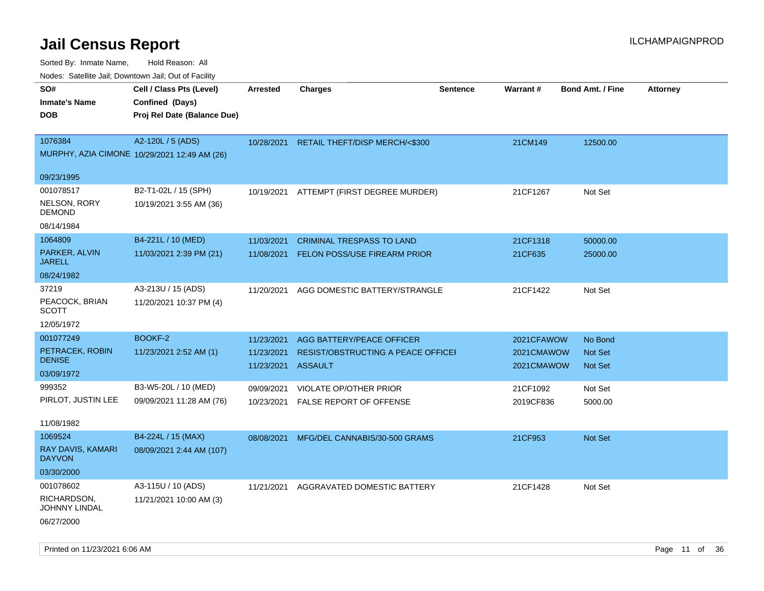# Jail Census Report

ILCHAMPAIGNPROD

Sorted By: Inmate Name, Hold Reason: All

Nodes: Satellite Jail; Downtown Jail; Out of Facility

| SO# / Inmate's Name / DOB | Cell / Class Pts (Level) / Confined (Days) / Proj Rel Date (Balance Due) | Arrested | Charges | Sentence | Warrant # | Bond Amt. / Fine | Attorney |
|---|---|---|---|---|---|---|---|
| 1076384<br>MURPHY, AZIA CIMONE<br>09/23/1995 | A2-120L / 5 (ADS)<br>10/29/2021 12:49 AM (26) | 10/28/2021 | RETAIL THEFT/DISP MERCH/<$300 | | 21CM149 | 12500.00 | |
| 001078517<br>NELSON, RORY DEMOND<br>08/14/1984 | B2-T1-02L / 15 (SPH)<br>10/19/2021 3:55 AM (36) | 10/19/2021 | ATTEMPT (FIRST DEGREE MURDER) | | 21CF1267 | Not Set | |
| 1064809<br>PARKER, ALVIN JARELL<br>08/24/1982 | B4-221L / 10 (MED)<br>11/03/2021 2:39 PM (21) | 11/03/2021<br>11/08/2021 | CRIMINAL TRESPASS TO LAND<br>FELON POSS/USE FIREARM PRIOR | | 21CF1318<br>21CF635 | 50000.00<br>25000.00 | |
| 37219<br>PEACOCK, BRIAN SCOTT<br>12/05/1972 | A3-213U / 15 (ADS)<br>11/20/2021 10:37 PM (4) | 11/20/2021 | AGG DOMESTIC BATTERY/STRANGLE | | 21CF1422 | Not Set | |
| 001077249<br>PETRACEK, ROBIN DENISE<br>03/09/1972 | BOOKF-2<br>11/23/2021 2:52 AM (1) | 11/23/2021<br>11/23/2021<br>11/23/2021 | AGG BATTERY/PEACE OFFICER<br>RESIST/OBSTRUCTING A PEACE OFFICEI<br>ASSAULT | | 2021CFAWOW<br>2021CMAWOW<br>2021CMAWOW | No Bond<br>Not Set<br>Not Set | |
| 999352<br>PIRLOT, JUSTIN LEE<br>11/08/1982 | B3-W5-20L / 10 (MED)<br>09/09/2021 11:28 AM (76) | 09/09/2021<br>10/23/2021 | VIOLATE OP/OTHER PRIOR<br>FALSE REPORT OF OFFENSE | | 21CF1092<br>2019CF836 | Not Set<br>5000.00 | |
| 1069524<br>RAY DAVIS, KAMARI DAYVON<br>03/30/2000 | B4-224L / 15 (MAX)<br>08/09/2021 2:44 AM (107) | 08/08/2021 | MFG/DEL CANNABIS/30-500 GRAMS | | 21CF953 | Not Set | |
| 001078602<br>RICHARDSON, JOHNNY LINDAL<br>06/27/2000 | A3-115U / 10 (ADS)<br>11/21/2021 10:00 AM (3) | 11/21/2021 | AGGRAVATED DOMESTIC BATTERY | | 21CF1428 | Not Set | |

Printed on 11/23/2021 6:06 AM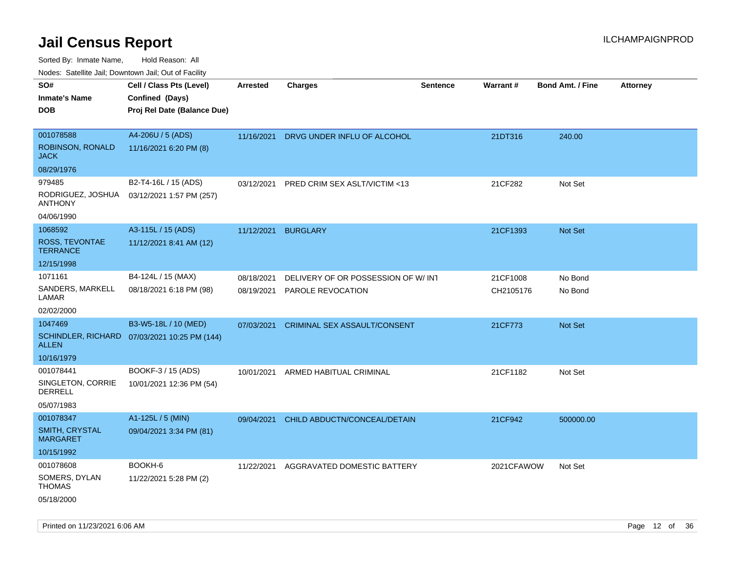# Jail Census Report

ILCHAMPAIGNPROD

Sorted By: Inmate Name, Hold Reason: All

Nodes: Satellite Jail; Downtown Jail; Out of Facility

| SO# / Inmate's Name / DOB | Cell / Class Pts (Level) / Confined (Days) / Proj Rel Date (Balance Due) | Arrested | Charges | Sentence | Warrant # | Bond Amt. / Fine | Attorney |
|---|---|---|---|---|---|---|---|
| 001078588<br>ROBINSON, RONALD JACK<br>08/29/1976 | A4-206U / 5 (ADS)<br>11/16/2021 6:20 PM (8) | 11/16/2021 | DRVG UNDER INFLU OF ALCOHOL | | 21DT316 | 240.00 | |
| 979485<br>RODRIGUEZ, JOSHUA ANTHONY<br>04/06/1990 | B2-T4-16L / 15 (ADS)<br>03/12/2021 1:57 PM (257) | 03/12/2021 | PRED CRIM SEX ASLT/VICTIM <13 | | 21CF282 | Not Set | |
| 1068592<br>ROSS, TEVONTAE TERRANCE<br>12/15/1998 | A3-115L / 15 (ADS)<br>11/12/2021 8:41 AM (12) | 11/12/2021 | BURGLARY | | 21CF1393 | Not Set | |
| 1071161<br>SANDERS, MARKELL LAMAR<br>02/02/2000 | B4-124L / 15 (MAX)<br>08/18/2021 6:18 PM (98) | 08/18/2021 | DELIVERY OF OR POSSESSION OF W/ INT | | 21CF1008 | No Bond | |
| | | 08/19/2021 | PAROLE REVOCATION | | CH2105176 | No Bond | |
| 1047469<br>SCHINDLER, RICHARD ALLEN<br>10/16/1979 | B3-W5-18L / 10 (MED)<br>07/03/2021 10:25 PM (144) | 07/03/2021 | CRIMINAL SEX ASSAULT/CONSENT | | 21CF773 | Not Set | |
| 001078441<br>SINGLETON, CORRIE DERRELL<br>05/07/1983 | BOOKF-3 / 15 (ADS)<br>10/01/2021 12:36 PM (54) | 10/01/2021 | ARMED HABITUAL CRIMINAL | | 21CF1182 | Not Set | |
| 001078347<br>SMITH, CRYSTAL MARGARET<br>10/15/1992 | A1-125L / 5 (MIN)<br>09/04/2021 3:34 PM (81) | 09/04/2021 | CHILD ABDUCTN/CONCEAL/DETAIN | | 21CF942 | 500000.00 | |
| 001078608<br>SOMERS, DYLAN THOMAS<br>05/18/2000 | BOOKH-6<br>11/22/2021 5:28 PM (2) | 11/22/2021 | AGGRAVATED DOMESTIC BATTERY | | 2021CFAWOW | Not Set | |

Printed on 11/23/2021 6:06 AM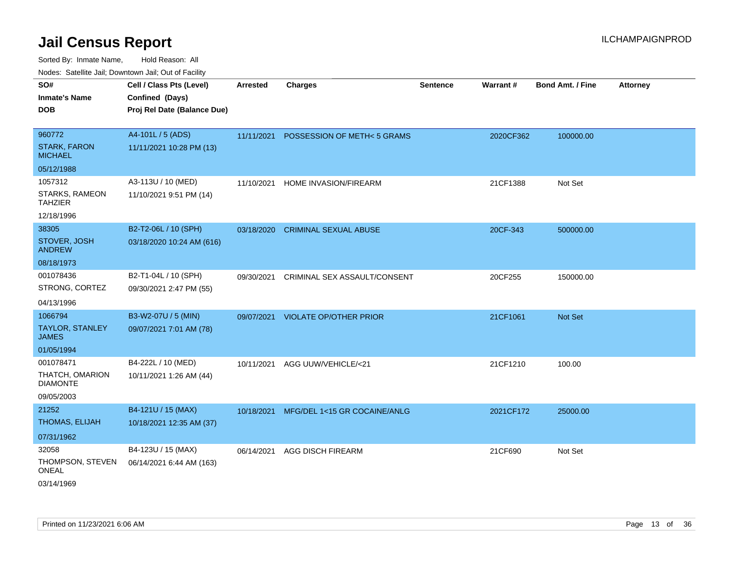# Jail Census Report

ILCHAMPAIGNPROD

Sorted By: Inmate Name, Hold Reason: All

Nodes: Satellite Jail; Downtown Jail; Out of Facility

| SO# / Inmate's Name / DOB | Cell / Class Pts (Level) / Confined (Days) / Proj Rel Date (Balance Due) | Arrested | Charges | Sentence | Warrant # | Bond Amt. / Fine | Attorney |
|---|---|---|---|---|---|---|---|
| 960772<br>STARK, FARON MICHAEL<br>05/12/1988 | A4-101L / 5 (ADS)<br>11/11/2021 10:28 PM (13) | 11/11/2021 | POSSESSION OF METH< 5 GRAMS | | 2020CF362 | 100000.00 | |
| 1057312<br>STARKS, RAMEON TAHZIER<br>12/18/1996 | A3-113U / 10 (MED)<br>11/10/2021 9:51 PM (14) | 11/10/2021 | HOME INVASION/FIREARM | | 21CF1388 | Not Set | |
| 38305<br>STOVER, JOSH ANDREW<br>08/18/1973 | B2-T2-06L / 10 (SPH)<br>03/18/2020 10:24 AM (616) | 03/18/2020 | CRIMINAL SEXUAL ABUSE | | 20CF-343 | 500000.00 | |
| 001078436<br>STRONG, CORTEZ<br>04/13/1996 | B2-T1-04L / 10 (SPH)<br>09/30/2021 2:47 PM (55) | 09/30/2021 | CRIMINAL SEX ASSAULT/CONSENT | | 20CF255 | 150000.00 | |
| 1066794<br>TAYLOR, STANLEY JAMES<br>01/05/1994 | B3-W2-07U / 5 (MIN)<br>09/07/2021 7:01 AM (78) | 09/07/2021 | VIOLATE OP/OTHER PRIOR | | 21CF1061 | Not Set | |
| 001078471<br>THATCH, OMARION DIAMONTE<br>09/05/2003 | B4-222L / 10 (MED)<br>10/11/2021 1:26 AM (44) | 10/11/2021 | AGG UUW/VEHICLE/<21 | | 21CF1210 | 100.00 | |
| 21252<br>THOMAS, ELIJAH<br>07/31/1962 | B4-121U / 15 (MAX)<br>10/18/2021 12:35 AM (37) | 10/18/2021 | MFG/DEL 1<15 GR COCAINE/ANLG | | 2021CF172 | 25000.00 | |
| 32058<br>THOMPSON, STEVEN ONEAL<br>03/14/1969 | B4-123U / 15 (MAX)<br>06/14/2021 6:44 AM (163) | 06/14/2021 | AGG DISCH FIREARM | | 21CF690 | Not Set | |

Printed on 11/23/2021 6:06 AM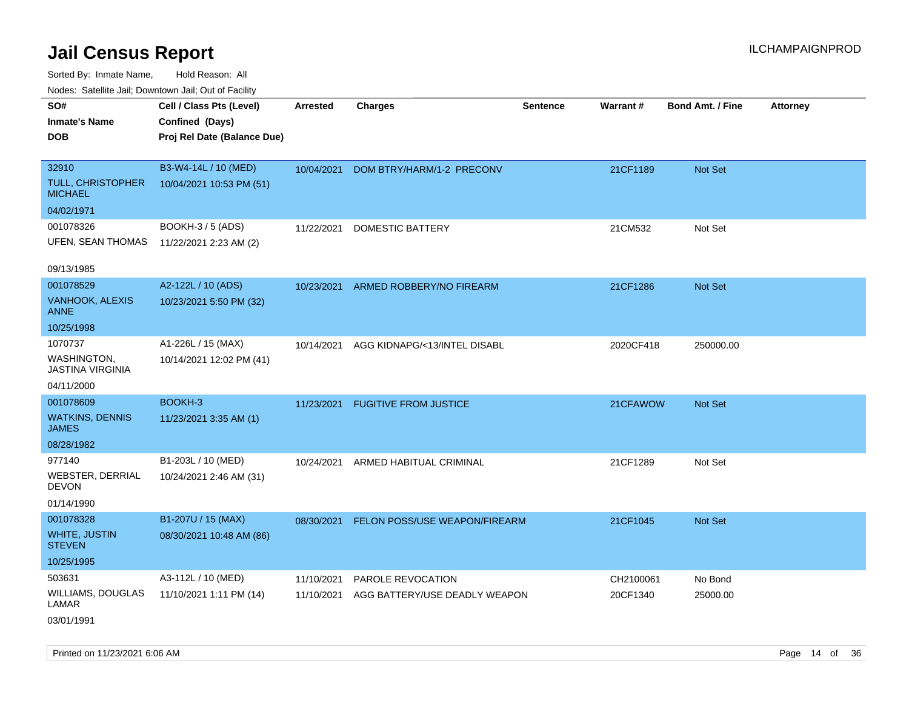# Jail Census Report

ILCHAMPAIGNPROD

Sorted By: Inmate Name, Hold Reason: All

Nodes: Satellite Jail; Downtown Jail; Out of Facility

| SO# / Inmate's Name / DOB | Cell / Class Pts (Level) / Confined (Days) / Proj Rel Date (Balance Due) | Arrested | Charges | Sentence | Warrant # | Bond Amt. / Fine | Attorney |
|---|---|---|---|---|---|---|---|
| 32910<br>TULL, CHRISTOPHER MICHAEL<br>04/02/1971 | B3-W4-14L / 10 (MED)<br>10/04/2021 10:53 PM (51) | 10/04/2021 | DOM BTRY/HARM/1-2 PRECONV | | 21CF1189 | Not Set | |
| 001078326<br>UFEN, SEAN THOMAS<br>09/13/1985 | BOOKH-3 / 5 (ADS)<br>11/22/2021 2:23 AM (2) | 11/22/2021 | DOMESTIC BATTERY | | 21CM532 | Not Set | |
| 001078529<br>VANHOOK, ALEXIS ANNE<br>10/25/1998 | A2-122L / 10 (ADS)<br>10/23/2021 5:50 PM (32) | 10/23/2021 | ARMED ROBBERY/NO FIREARM | | 21CF1286 | Not Set | |
| 1070737<br>WASHINGTON, JASTINA VIRGINIA<br>04/11/2000 | A1-226L / 15 (MAX)<br>10/14/2021 12:02 PM (41) | 10/14/2021 | AGG KIDNAPG/<13/INTEL DISABL | | 2020CF418 | 250000.00 | |
| 001078609<br>WATKINS, DENNIS JAMES<br>08/28/1982 | BOOKH-3<br>11/23/2021 3:35 AM (1) | 11/23/2021 | FUGITIVE FROM JUSTICE | | 21CFAWOW | Not Set | |
| 977140<br>WEBSTER, DERRIAL DEVON<br>01/14/1990 | B1-203L / 10 (MED)<br>10/24/2021 2:46 AM (31) | 10/24/2021 | ARMED HABITUAL CRIMINAL | | 21CF1289 | Not Set | |
| 001078328<br>WHITE, JUSTIN STEVEN<br>10/25/1995 | B1-207U / 15 (MAX)<br>08/30/2021 10:48 AM (86) | 08/30/2021 | FELON POSS/USE WEAPON/FIREARM | | 21CF1045 | Not Set | |
| 503631<br>WILLIAMS, DOUGLAS LAMAR<br>03/01/1991 | A3-112L / 10 (MED)<br>11/10/2021 1:11 PM (14) | 11/10/2021<br>11/10/2021 | PAROLE REVOCATION<br>AGG BATTERY/USE DEADLY WEAPON | | CH2100061<br>20CF1340 | No Bond<br>25000.00 | |

Printed on 11/23/2021 6:06 AM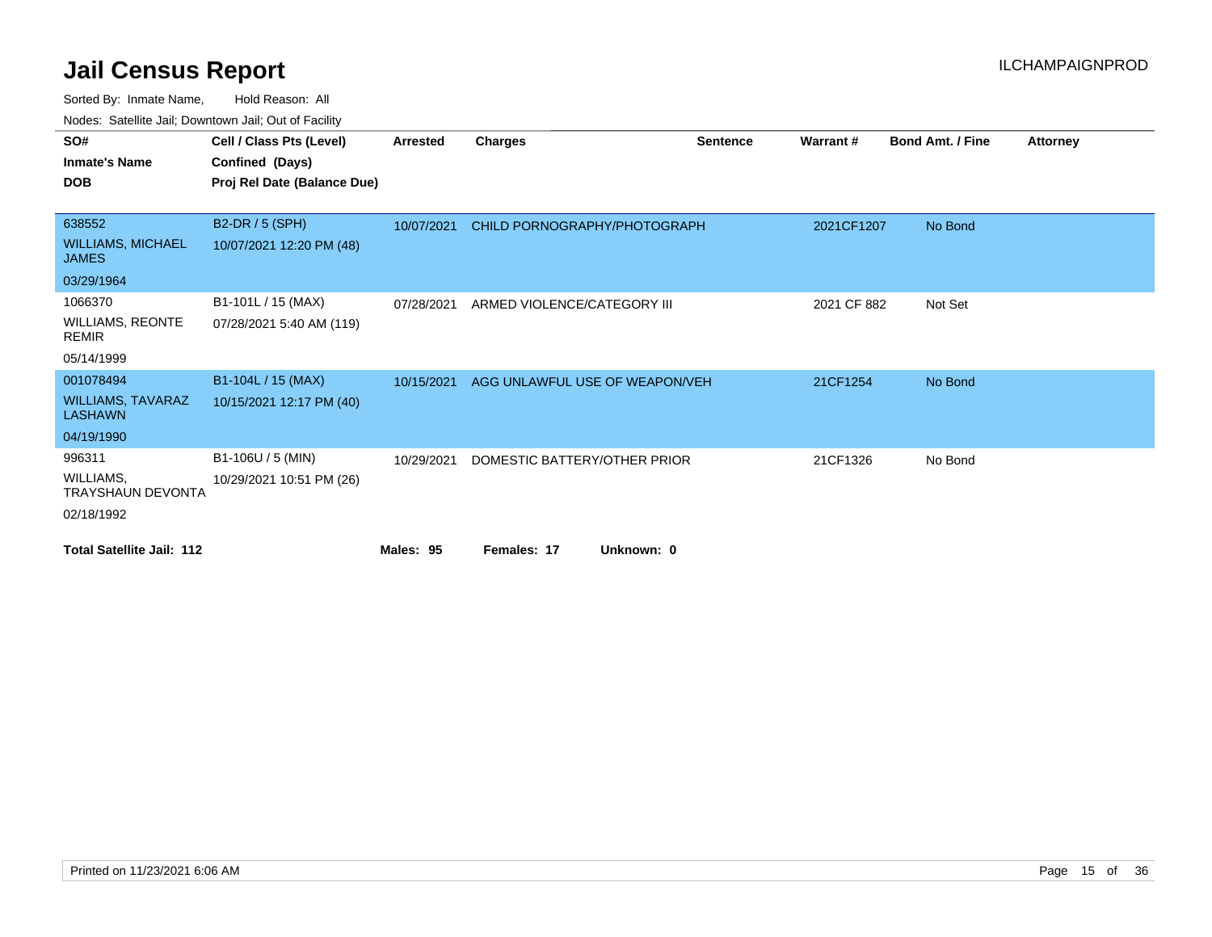# Jail Census Report

ILCHAMPAIGNPROD

Sorted By: Inmate Name, Hold Reason: All

Nodes: Satellite Jail; Downtown Jail; Out of Facility

| SO# / Inmate's Name / DOB | Cell / Class Pts (Level) / Confined (Days) / Proj Rel Date (Balance Due) | Arrested | Charges | Sentence | Warrant # | Bond Amt. / Fine | Attorney |
|---|---|---|---|---|---|---|---|
| 638552<br>WILLIAMS, MICHAEL JAMES<br>03/29/1964 | B2-DR / 5 (SPH)<br>10/07/2021 12:20 PM (48) | 10/07/2021 | CHILD PORNOGRAPHY/PHOTOGRAPH | | 2021CF1207 | No Bond | |
| 1066370<br>WILLIAMS, REONTE REMIR<br>05/14/1999 | B1-101L / 15 (MAX)<br>07/28/2021 5:40 AM (119) | 07/28/2021 | ARMED VIOLENCE/CATEGORY III | | 2021 CF 882 | Not Set | |
| 001078494<br>WILLIAMS, TAVARAZ LASHAWN<br>04/19/1990 | B1-104L / 15 (MAX)<br>10/15/2021 12:17 PM (40) | 10/15/2021 | AGG UNLAWFUL USE OF WEAPON/VEH | | 21CF1254 | No Bond | |
| 996311<br>WILLIAMS, TRAYSHAUN DEVONTA<br>02/18/1992 | B1-106U / 5 (MIN)<br>10/29/2021 10:51 PM (26) | 10/29/2021 | DOMESTIC BATTERY/OTHER PRIOR | | 21CF1326 | No Bond | |

**Total Satellite Jail: 112** **Males: 95** **Females: 17** **Unknown: 0**

Printed on 11/23/2021 6:06 AM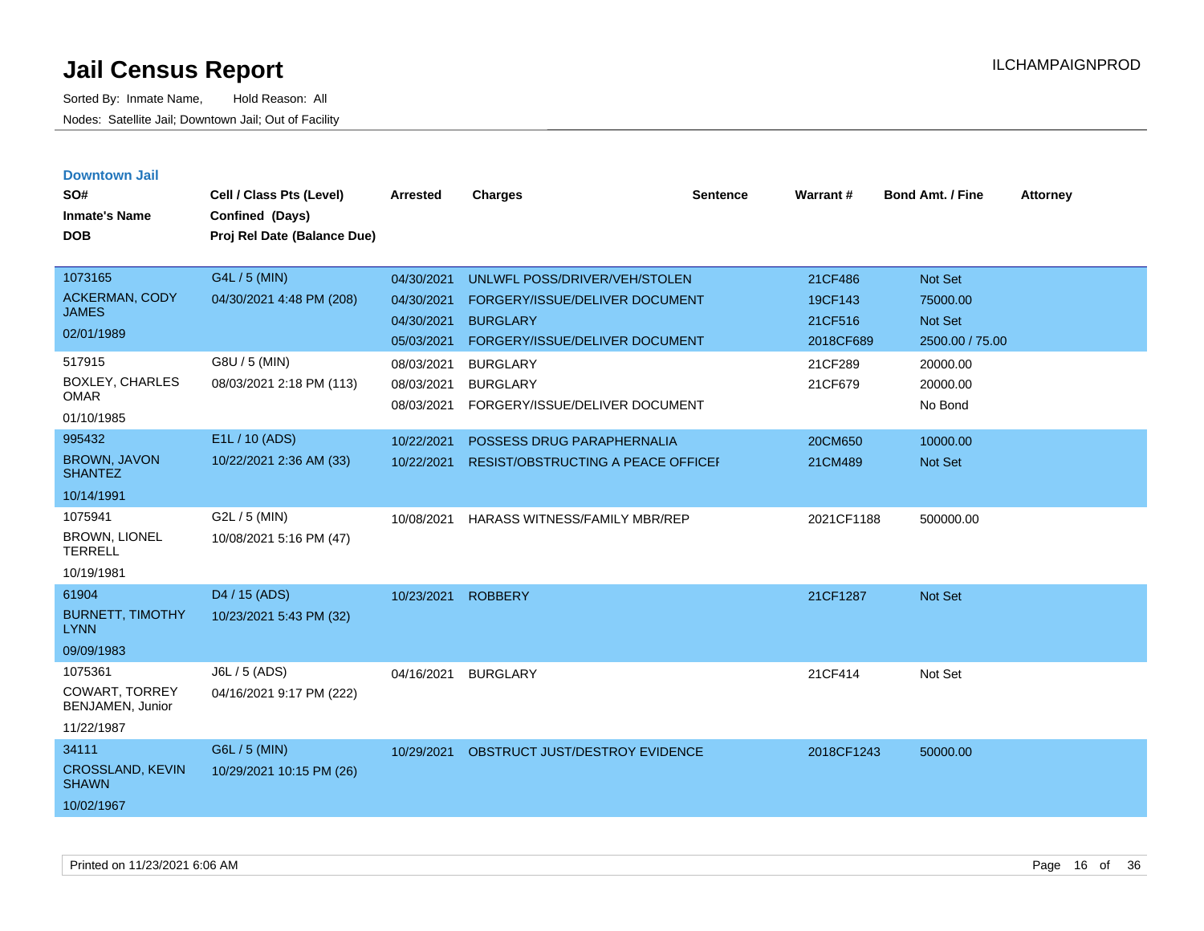# Jail Census Report

Sorted By: Inmate Name, Hold Reason: All

Nodes: Satellite Jail; Downtown Jail; Out of Facility

ILCHAMPAIGNPROD

## Downtown Jail

| SO# / Inmate's Name / DOB | Cell / Class Pts (Level) / Confined (Days) / Proj Rel Date (Balance Due) | Arrested | Charges | Sentence | Warrant # | Bond Amt. / Fine | Attorney |
|---|---|---|---|---|---|---|---|
| 1073165 ACKERMAN, CODY JAMES 02/01/1989 | G4L / 5 (MIN) 04/30/2021 4:48 PM (208) | 04/30/2021 | UNLWFL POSS/DRIVER/VEH/STOLEN | | 21CF486 | Not Set | |
| | | 04/30/2021 | FORGERY/ISSUE/DELIVER DOCUMENT | | 19CF143 | 75000.00 | |
| | | 04/30/2021 | BURGLARY | | 21CF516 | Not Set | |
| | | 05/03/2021 | FORGERY/ISSUE/DELIVER DOCUMENT | | 2018CF689 | 2500.00 / 75.00 | |
| 517915 BOXLEY, CHARLES OMAR 01/10/1985 | G8U / 5 (MIN) 08/03/2021 2:18 PM (113) | 08/03/2021 | BURGLARY | | 21CF289 | 20000.00 | |
| | | 08/03/2021 | BURGLARY | | 21CF679 | 20000.00 | |
| | | 08/03/2021 | FORGERY/ISSUE/DELIVER DOCUMENT | | | No Bond | |
| 995432 BROWN, JAVON SHANTEZ 10/14/1991 | E1L / 10 (ADS) 10/22/2021 2:36 AM (33) | 10/22/2021 | POSSESS DRUG PARAPHERNALIA | | 20CM650 | 10000.00 | |
| | | 10/22/2021 | RESIST/OBSTRUCTING A PEACE OFFICEI | | 21CM489 | Not Set | |
| 1075941 BROWN, LIONEL TERRELL 10/19/1981 | G2L / 5 (MIN) 10/08/2021 5:16 PM (47) | 10/08/2021 | HARASS WITNESS/FAMILY MBR/REP | | 2021CF1188 | 500000.00 | |
| 61904 BURNETT, TIMOTHY LYNN 09/09/1983 | D4 / 15 (ADS) 10/23/2021 5:43 PM (32) | 10/23/2021 | ROBBERY | | 21CF1287 | Not Set | |
| 1075361 COWART, TORREY BENJAMEN, Junior 11/22/1987 | J6L / 5 (ADS) 04/16/2021 9:17 PM (222) | 04/16/2021 | BURGLARY | | 21CF414 | Not Set | |
| 34111 CROSSLAND, KEVIN SHAWN 10/02/1967 | G6L / 5 (MIN) 10/29/2021 10:15 PM (26) | 10/29/2021 | OBSTRUCT JUST/DESTROY EVIDENCE | | 2018CF1243 | 50000.00 | |

Printed on 11/23/2021 6:06 AM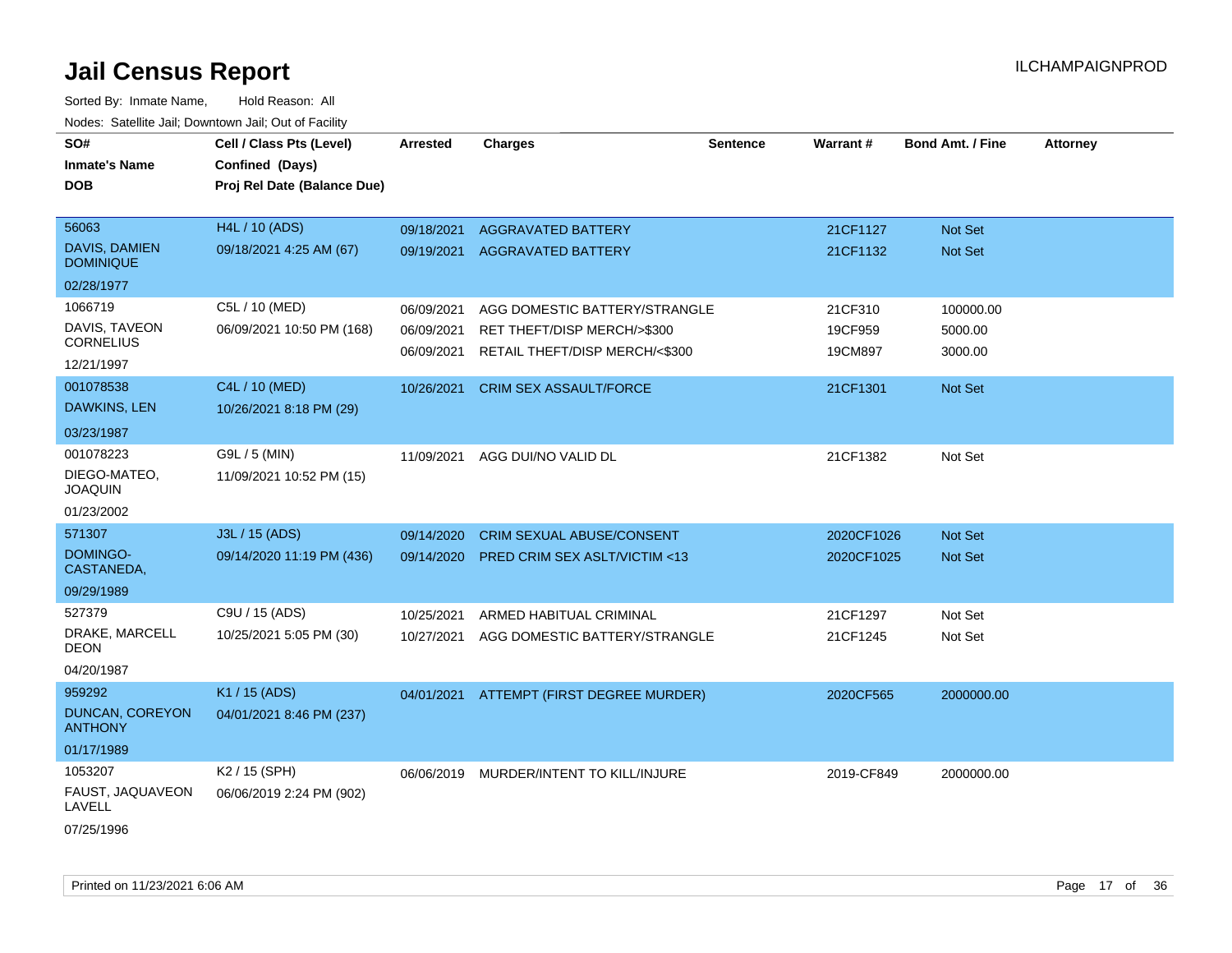# Jail Census Report

ILCHAMPAIGNPROD

Sorted By: Inmate Name, Hold Reason: All

Nodes: Satellite Jail; Downtown Jail; Out of Facility

| SO# / Inmate's Name / DOB | Cell / Class Pts (Level) / Confined (Days) / Proj Rel Date (Balance Due) | Arrested | Charges | Sentence | Warrant # | Bond Amt. / Fine | Attorney |
|---|---|---|---|---|---|---|---|
| 56063 DAVIS, DAMIEN DOMINIQUE 02/28/1977 | H4L / 10 (ADS) 09/18/2021 4:25 AM (67) | 09/18/2021 | AGGRAVATED BATTERY | | 21CF1127 | Not Set | |
| | | 09/19/2021 | AGGRAVATED BATTERY | | 21CF1132 | Not Set | |
| 1066719 DAVIS, TAVEON CORNELIUS 12/21/1997 | C5L / 10 (MED) 06/09/2021 10:50 PM (168) | 06/09/2021 | AGG DOMESTIC BATTERY/STRANGLE | | 21CF310 | 100000.00 | |
| | | 06/09/2021 | RET THEFT/DISP MERCH/>$300 | | 19CF959 | 5000.00 | |
| | | 06/09/2021 | RETAIL THEFT/DISP MERCH/<$300 | | 19CM897 | 3000.00 | |
| 001078538 DAWKINS, LEN 03/23/1987 | C4L / 10 (MED) 10/26/2021 8:18 PM (29) | 10/26/2021 | CRIM SEX ASSAULT/FORCE | | 21CF1301 | Not Set | |
| 001078223 DIEGO-MATEO, JOAQUIN 01/23/2002 | G9L / 5 (MIN) 11/09/2021 10:52 PM (15) | 11/09/2021 | AGG DUI/NO VALID DL | | 21CF1382 | Not Set | |
| 571307 DOMINGO-CASTANEDA, 09/29/1989 | J3L / 15 (ADS) 09/14/2020 11:19 PM (436) | 09/14/2020 | CRIM SEXUAL ABUSE/CONSENT | | 2020CF1026 | Not Set | |
| | | 09/14/2020 | PRED CRIM SEX ASLT/VICTIM <13 | | 2020CF1025 | Not Set | |
| 527379 DRAKE, MARCELL DEON 04/20/1987 | C9U / 15 (ADS) 10/25/2021 5:05 PM (30) | 10/25/2021 | ARMED HABITUAL CRIMINAL | | 21CF1297 | Not Set | |
| | | 10/27/2021 | AGG DOMESTIC BATTERY/STRANGLE | | 21CF1245 | Not Set | |
| 959292 DUNCAN, COREYON ANTHONY 01/17/1989 | K1 / 15 (ADS) 04/01/2021 8:46 PM (237) | 04/01/2021 | ATTEMPT (FIRST DEGREE MURDER) | | 2020CF565 | 2000000.00 | |
| 1053207 FAUST, JAQUAVEON LAVELL 07/25/1996 | K2 / 15 (SPH) 06/06/2019 2:24 PM (902) | 06/06/2019 | MURDER/INTENT TO KILL/INJURE | | 2019-CF849 | 2000000.00 | |

Printed on 11/23/2021 6:06 AM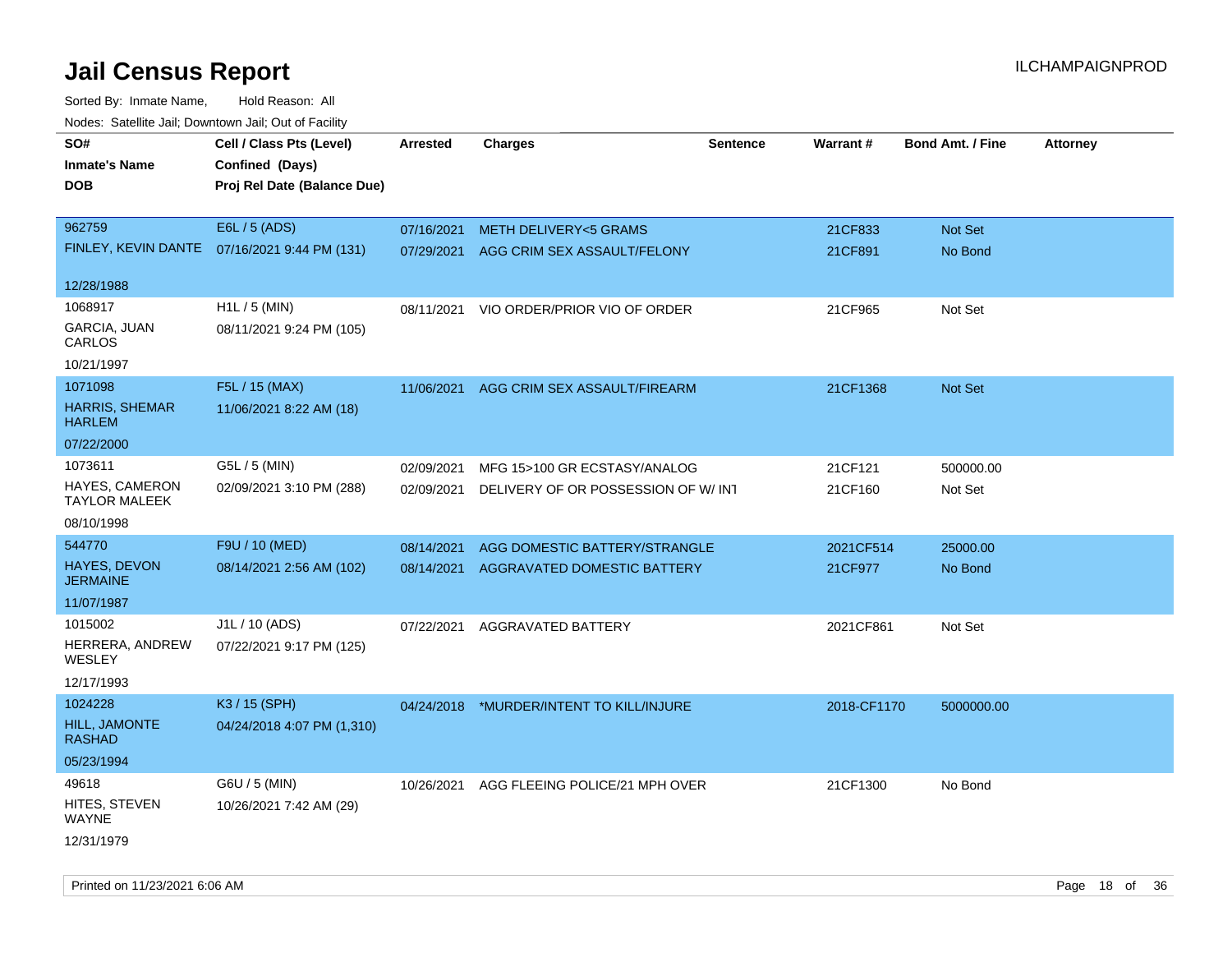# Jail Census Report

Sorted By: Inmate Name, Hold Reason: All

Nodes: Satellite Jail; Downtown Jail; Out of Facility

| SO# / Inmate's Name / DOB | Cell / Class Pts (Level) / Confined (Days) / Proj Rel Date (Balance Due) | Arrested | Charges | Sentence | Warrant # | Bond Amt. / Fine | Attorney |
|---|---|---|---|---|---|---|---|
| 962759<br>FINLEY, KEVIN DANTE<br>12/28/1988 | E6L / 5 (ADS)<br>07/16/2021 9:44 PM (131) | 07/16/2021 | METH DELIVERY<5 GRAMS | | 21CF833 | Not Set | |
| | | 07/29/2021 | AGG CRIM SEX ASSAULT/FELONY | | 21CF891 | No Bond | |
| 1068917<br>GARCIA, JUAN CARLOS<br>10/21/1997 | H1L / 5 (MIN)<br>08/11/2021 9:24 PM (105) | 08/11/2021 | VIO ORDER/PRIOR VIO OF ORDER | | 21CF965 | Not Set | |
| 1071098<br>HARRIS, SHEMAR HARLEM<br>07/22/2000 | F5L / 15 (MAX)<br>11/06/2021 8:22 AM (18) | 11/06/2021 | AGG CRIM SEX ASSAULT/FIREARM | | 21CF1368 | Not Set | |
| 1073611<br>HAYES, CAMERON TAYLOR MALEEK<br>08/10/1998 | G5L / 5 (MIN)<br>02/09/2021 3:10 PM (288) | 02/09/2021 | MFG 15>100 GR ECSTASY/ANALOG | | 21CF121 | 500000.00 | |
| | | 02/09/2021 | DELIVERY OF OR POSSESSION OF W/ INT | | 21CF160 | Not Set | |
| 544770<br>HAYES, DEVON JERMAINE<br>11/07/1987 | F9U / 10 (MED)<br>08/14/2021 2:56 AM (102) | 08/14/2021 | AGG DOMESTIC BATTERY/STRANGLE | | 2021CF514 | 25000.00 | |
| | | 08/14/2021 | AGGRAVATED DOMESTIC BATTERY | | 21CF977 | No Bond | |
| 1015002<br>HERRERA, ANDREW WESLEY<br>12/17/1993 | J1L / 10 (ADS)<br>07/22/2021 9:17 PM (125) | 07/22/2021 | AGGRAVATED BATTERY | | 2021CF861 | Not Set | |
| 1024228<br>HILL, JAMONTE RASHAD<br>05/23/1994 | K3 / 15 (SPH)<br>04/24/2018 4:07 PM (1,310) | 04/24/2018 | *MURDER/INTENT TO KILL/INJURE | | 2018-CF1170 | 5000000.00 | |
| 49618<br>HITES, STEVEN WAYNE<br>12/31/1979 | G6U / 5 (MIN)<br>10/26/2021 7:42 AM (29) | 10/26/2021 | AGG FLEEING POLICE/21 MPH OVER | | 21CF1300 | No Bond | |

Printed on 11/23/2021 6:06 AM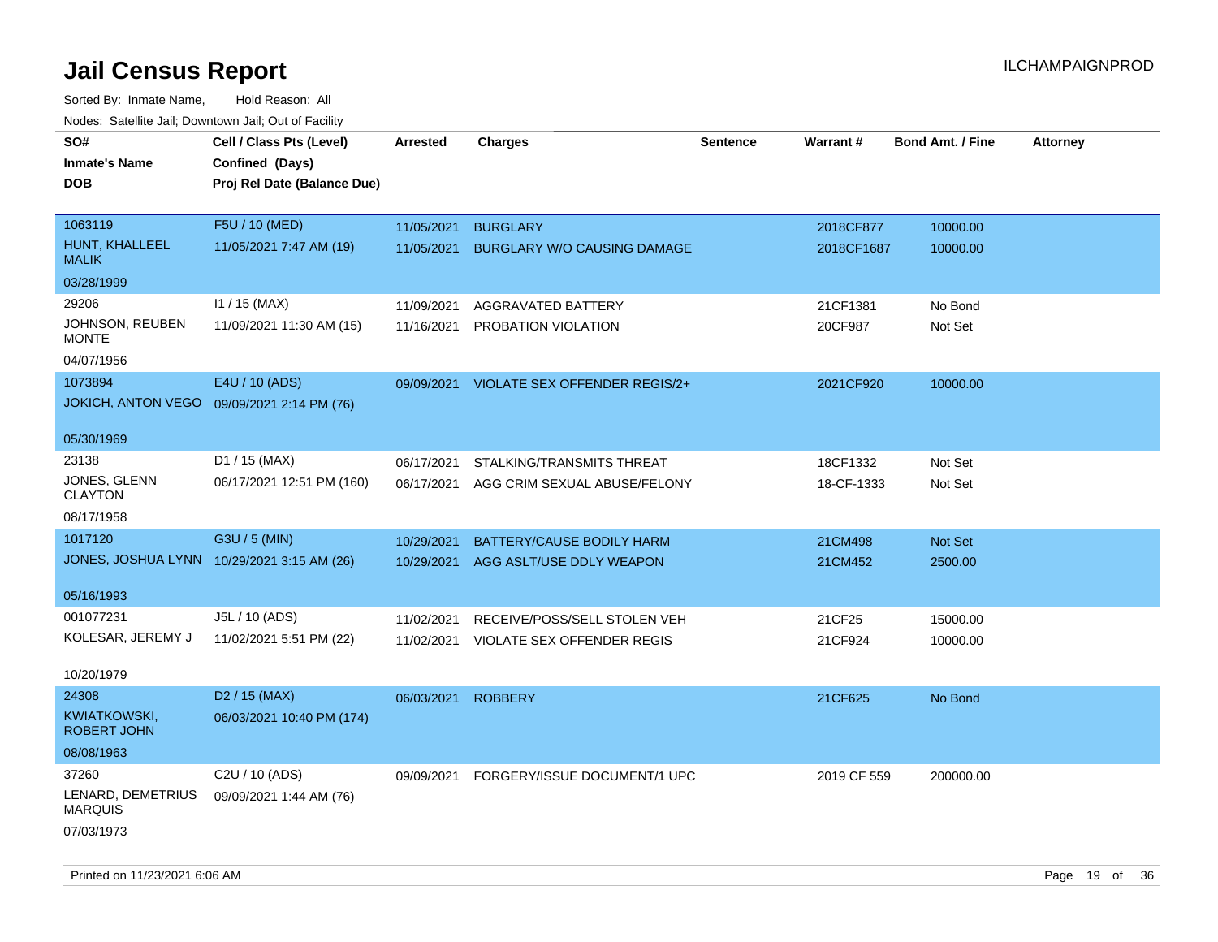# Jail Census Report

Sorted By: Inmate Name, Hold Reason: All

Nodes: Satellite Jail; Downtown Jail; Out of Facility

| SO# / Inmate's Name / DOB | Cell / Class Pts (Level) / Confined (Days) / Proj Rel Date (Balance Due) | Arrested | Charges | Sentence | Warrant # | Bond Amt. / Fine | Attorney |
|---|---|---|---|---|---|---|---|
| 1063119<br>HUNT, KHALLEEL MALIK<br>03/28/1999 | F5U / 10 (MED)<br>11/05/2021 7:47 AM (19) | 11/05/2021 | BURGLARY | | 2018CF877 | 10000.00 | |
| | | 11/05/2021 | BURGLARY W/O CAUSING DAMAGE | | 2018CF1687 | 10000.00 | |
| 29206<br>JOHNSON, REUBEN MONTE<br>04/07/1956 | I1 / 15 (MAX)<br>11/09/2021 11:30 AM (15) | 11/09/2021 | AGGRAVATED BATTERY | | 21CF1381 | No Bond | |
| | | 11/16/2021 | PROBATION VIOLATION | | 20CF987 | Not Set | |
| 1073894<br>JOKICH, ANTON VEGO<br>05/30/1969 | E4U / 10 (ADS)<br>09/09/2021 2:14 PM (76) | 09/09/2021 | VIOLATE SEX OFFENDER REGIS/2+ | | 2021CF920 | 10000.00 | |
| 23138<br>JONES, GLENN CLAYTON<br>08/17/1958 | D1 / 15 (MAX)<br>06/17/2021 12:51 PM (160) | 06/17/2021 | STALKING/TRANSMITS THREAT | | 18CF1332 | Not Set | |
| | | 06/17/2021 | AGG CRIM SEXUAL ABUSE/FELONY | | 18-CF-1333 | Not Set | |
| 1017120<br>JONES, JOSHUA LYNN<br>05/16/1993 | G3U / 5 (MIN)<br>10/29/2021 3:15 AM (26) | 10/29/2021 | BATTERY/CAUSE BODILY HARM | | 21CM498 | Not Set | |
| | | 10/29/2021 | AGG ASLT/USE DDLY WEAPON | | 21CM452 | 2500.00 | |
| 001077231<br>KOLESAR, JEREMY J<br>10/20/1979 | J5L / 10 (ADS)<br>11/02/2021 5:51 PM (22) | 11/02/2021 | RECEIVE/POSS/SELL STOLEN VEH | | 21CF25 | 15000.00 | |
| | | 11/02/2021 | VIOLATE SEX OFFENDER REGIS | | 21CF924 | 10000.00 | |
| 24308<br>KWIATKOWSKI, ROBERT JOHN<br>08/08/1963 | D2 / 15 (MAX)<br>06/03/2021 10:40 PM (174) | 06/03/2021 | ROBBERY | | 21CF625 | No Bond | |
| 37260<br>LENARD, DEMETRIUS MARQUIS<br>07/03/1973 | C2U / 10 (ADS)<br>09/09/2021 1:44 AM (76) | 09/09/2021 | FORGERY/ISSUE DOCUMENT/1 UPC | | 2019 CF 559 | 200000.00 | |

Printed on 11/23/2021 6:06 AM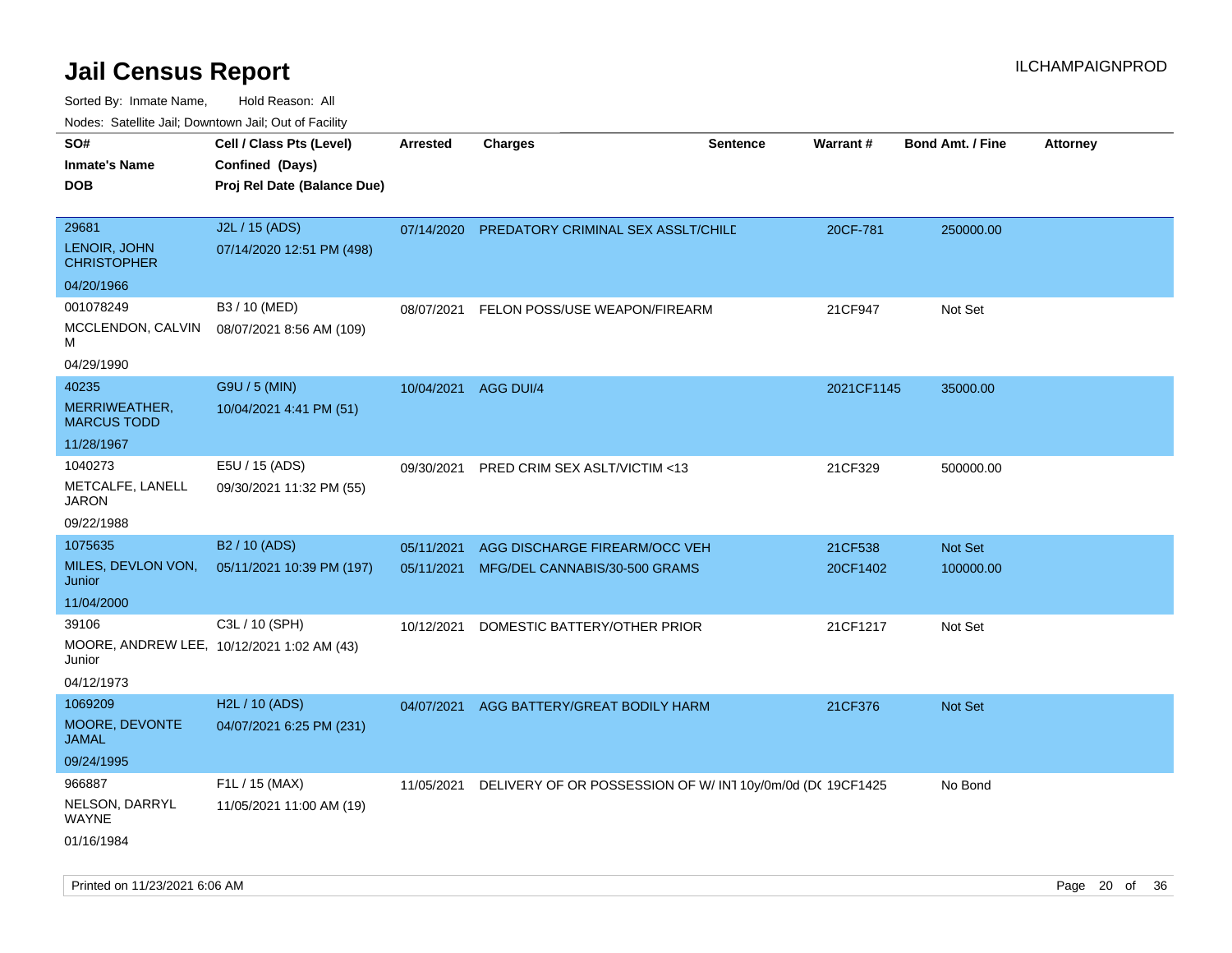# Jail Census Report

ILCHAMPAIGNPROD

Sorted By: Inmate Name, Hold Reason: All

Nodes: Satellite Jail; Downtown Jail; Out of Facility

| SO# / Inmate's Name / DOB | Cell / Class Pts (Level) / Confined (Days) / Proj Rel Date (Balance Due) | Arrested | Charges | Sentence | Warrant # | Bond Amt. / Fine | Attorney |
|---|---|---|---|---|---|---|---|
| 29681<br>LENOIR, JOHN CHRISTOPHER<br>04/20/1966 | J2L / 15 (ADS)<br>07/14/2020 12:51 PM (498) | 07/14/2020 | PREDATORY CRIMINAL SEX ASSLT/CHILD | | 20CF-781 | 250000.00 | |
| 001078249<br>MCCLENDON, CALVIN M<br>04/29/1990 | B3 / 10 (MED)<br>08/07/2021 8:56 AM (109) | 08/07/2021 | FELON POSS/USE WEAPON/FIREARM | | 21CF947 | Not Set | |
| 40235<br>MERRIWEATHER, MARCUS TODD<br>11/28/1967 | G9U / 5 (MIN)<br>10/04/2021 4:41 PM (51) | 10/04/2021 | AGG DUI/4 | | 2021CF1145 | 35000.00 | |
| 1040273<br>METCALFE, LANELL JARON<br>09/22/1988 | E5U / 15 (ADS)<br>09/30/2021 11:32 PM (55) | 09/30/2021 | PRED CRIM SEX ASLT/VICTIM <13 | | 21CF329 | 500000.00 | |
| 1075635<br>MILES, DEVLON VON, Junior<br>11/04/2000 | B2 / 10 (ADS)<br>05/11/2021 10:39 PM (197) | 05/11/2021<br>05/11/2021 | AGG DISCHARGE FIREARM/OCC VEH<br>MFG/DEL CANNABIS/30-500 GRAMS | | 21CF538<br>20CF1402 | Not Set<br>100000.00 | |
| 39106<br>MOORE, ANDREW LEE, Junior<br>04/12/1973 | C3L / 10 (SPH)<br>10/12/2021 1:02 AM (43) | 10/12/2021 | DOMESTIC BATTERY/OTHER PRIOR | | 21CF1217 | Not Set | |
| 1069209<br>MOORE, DEVONTE JAMAL<br>09/24/1995 | H2L / 10 (ADS)<br>04/07/2021 6:25 PM (231) | 04/07/2021 | AGG BATTERY/GREAT BODILY HARM | | 21CF376 | Not Set | |
| 966887<br>NELSON, DARRYL WAYNE<br>01/16/1984 | F1L / 15 (MAX)<br>11/05/2021 11:00 AM (19) | 11/05/2021 | DELIVERY OF OR POSSESSION OF W/ INT | 10y/0m/0d (DC | 19CF1425 | No Bond | |

Printed on 11/23/2021 6:06 AM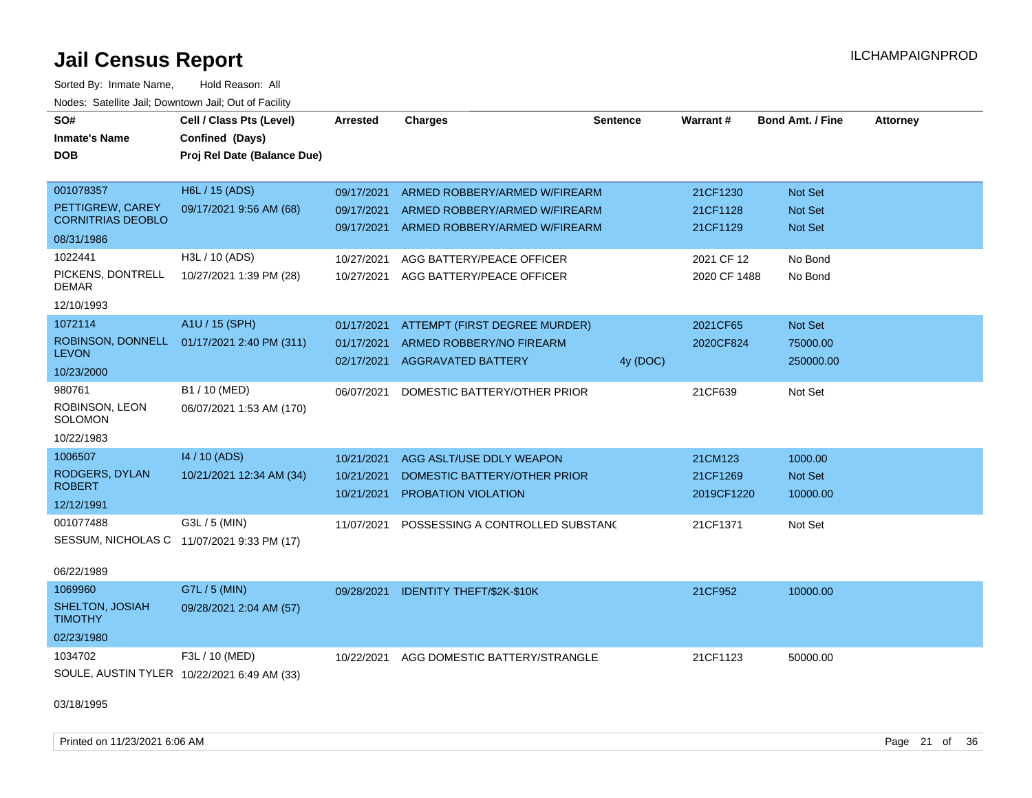# Jail Census Report

Sorted By: Inmate Name, Hold Reason: All

Nodes: Satellite Jail; Downtown Jail; Out of Facility

ILCHAMPAIGNPROD

| SO# / Inmate's Name / DOB | Cell / Class Pts (Level) / Confined (Days) / Proj Rel Date (Balance Due) | Arrested | Charges | Sentence | Warrant # | Bond Amt. / Fine | Attorney |
|---|---|---|---|---|---|---|---|
| 001078357 PETTIGREW, CAREY CORNITRIAS DEOBLO 08/31/1986 | H6L / 15 (ADS) 09/17/2021 9:56 AM (68) | 09/17/2021 | ARMED ROBBERY/ARMED W/FIREARM | | 21CF1230 | Not Set | |
| | | 09/17/2021 | ARMED ROBBERY/ARMED W/FIREARM | | 21CF1128 | Not Set | |
| | | 09/17/2021 | ARMED ROBBERY/ARMED W/FIREARM | | 21CF1129 | Not Set | |
| 1022441 PICKENS, DONTRELL DEMAR 12/10/1993 | H3L / 10 (ADS) 10/27/2021 1:39 PM (28) | 10/27/2021 | AGG BATTERY/PEACE OFFICER | | 2021 CF 12 | No Bond | |
| | | 10/27/2021 | AGG BATTERY/PEACE OFFICER | | 2020 CF 1488 | No Bond | |
| 1072114 ROBINSON, DONNELL LEVON 10/23/2000 | A1U / 15 (SPH) 01/17/2021 2:40 PM (311) | 01/17/2021 | ATTEMPT (FIRST DEGREE MURDER) | | 2021CF65 | Not Set | |
| | | 01/17/2021 | ARMED ROBBERY/NO FIREARM | | 2020CF824 | 75000.00 | |
| | | 02/17/2021 | AGGRAVATED BATTERY | 4y (DOC) | | 250000.00 | |
| 980761 ROBINSON, LEON SOLOMON 10/22/1983 | B1 / 10 (MED) 06/07/2021 1:53 AM (170) | 06/07/2021 | DOMESTIC BATTERY/OTHER PRIOR | | 21CF639 | Not Set | |
| 1006507 RODGERS, DYLAN ROBERT 12/12/1991 | I4 / 10 (ADS) 10/21/2021 12:34 AM (34) | 10/21/2021 | AGG ASLT/USE DDLY WEAPON | | 21CM123 | 1000.00 | |
| | | 10/21/2021 | DOMESTIC BATTERY/OTHER PRIOR | | 21CF1269 | Not Set | |
| | | 10/21/2021 | PROBATION VIOLATION | | 2019CF1220 | 10000.00 | |
| 001077488 SESSUM, NICHOLAS C 06/22/1989 | G3L / 5 (MIN) 11/07/2021 9:33 PM (17) | 11/07/2021 | POSSESSING A CONTROLLED SUBSTANC | | 21CF1371 | Not Set | |
| 1069960 SHELTON, JOSIAH TIMOTHY 02/23/1980 | G7L / 5 (MIN) 09/28/2021 2:04 AM (57) | 09/28/2021 | IDENTITY THEFT/$2K-$10K | | 21CF952 | 10000.00 | |
| 1034702 SOULE, AUSTIN TYLER 03/18/1995 | F3L / 10 (MED) 10/22/2021 6:49 AM (33) | 10/22/2021 | AGG DOMESTIC BATTERY/STRANGLE | | 21CF1123 | 50000.00 | |

Printed on 11/23/2021 6:06 AM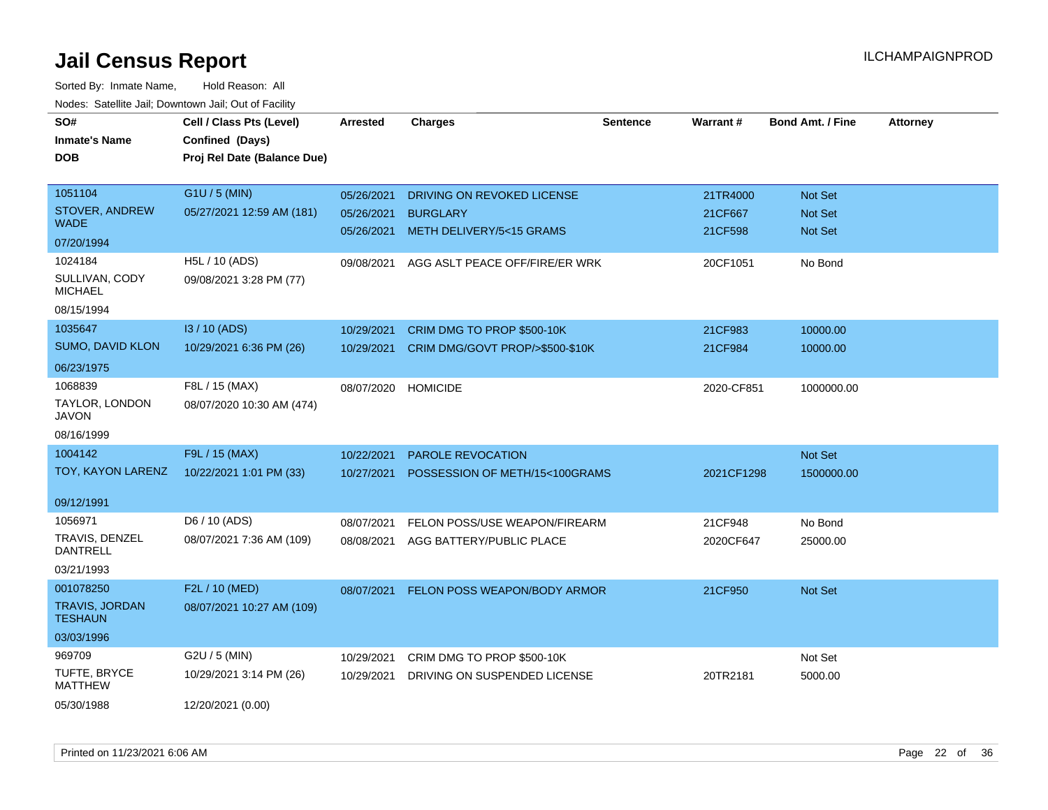# Jail Census Report

ILCHAMPAIGNPROD

Sorted By: Inmate Name, Hold Reason: All

Nodes: Satellite Jail; Downtown Jail; Out of Facility

| SO# / Inmate's Name / DOB | Cell / Class Pts (Level) / Confined (Days) / Proj Rel Date (Balance Due) | Arrested | Charges | Sentence | Warrant # | Bond Amt. / Fine | Attorney |
|---|---|---|---|---|---|---|---|
| 1051104<br>STOVER, ANDREW WADE<br>07/20/1994 | G1U / 5 (MIN)<br>05/27/2021 12:59 AM (181) | 05/26/2021<br>05/26/2021<br>05/26/2021 | DRIVING ON REVOKED LICENSE<br>BURGLARY<br>METH DELIVERY/5<15 GRAMS | | 21TR4000<br>21CF667<br>21CF598 | Not Set<br>Not Set<br>Not Set | |
| 1024184<br>SULLIVAN, CODY MICHAEL<br>08/15/1994 | H5L / 10 (ADS)<br>09/08/2021 3:28 PM (77) | 09/08/2021 | AGG ASLT PEACE OFF/FIRE/ER WRK | | 20CF1051 | No Bond | |
| 1035647<br>SUMO, DAVID KLON<br>06/23/1975 | I3 / 10 (ADS)<br>10/29/2021 6:36 PM (26) | 10/29/2021<br>10/29/2021 | CRIM DMG TO PROP $500-10K<br>CRIM DMG/GOVT PROP/>$500-$10K | | 21CF983<br>21CF984 | 10000.00<br>10000.00 | |
| 1068839<br>TAYLOR, LONDON JAVON<br>08/16/1999 | F8L / 15 (MAX)<br>08/07/2020 10:30 AM (474) | 08/07/2020 | HOMICIDE | | 2020-CF851 | 1000000.00 | |
| 1004142<br>TOY, KAYON LARENZ<br>09/12/1991 | F9L / 15 (MAX)<br>10/22/2021 1:01 PM (33) | 10/22/2021<br>10/27/2021 | PAROLE REVOCATION<br>POSSESSION OF METH/15<100GRAMS | | <br>2021CF1298 | Not Set<br>1500000.00 | |
| 1056971<br>TRAVIS, DENZEL DANTRELL<br>03/21/1993 | D6 / 10 (ADS)<br>08/07/2021 7:36 AM (109) | 08/07/2021<br>08/08/2021 | FELON POSS/USE WEAPON/FIREARM<br>AGG BATTERY/PUBLIC PLACE | | 21CF948<br>2020CF647 | No Bond<br>25000.00 | |
| 001078250<br>TRAVIS, JORDAN TESHAUN<br>03/03/1996 | F2L / 10 (MED)<br>08/07/2021 10:27 AM (109) | 08/07/2021 | FELON POSS WEAPON/BODY ARMOR | | 21CF950 | Not Set | |
| 969709<br>TUFTE, BRYCE MATTHEW<br>05/30/1988 | G2U / 5 (MIN)<br>10/29/2021 3:14 PM (26)<br>12/20/2021 (0.00) | 10/29/2021<br>10/29/2021 | CRIM DMG TO PROP $500-10K<br>DRIVING ON SUSPENDED LICENSE | | <br>20TR2181 | Not Set<br>5000.00 | |

Printed on 11/23/2021 6:06 AM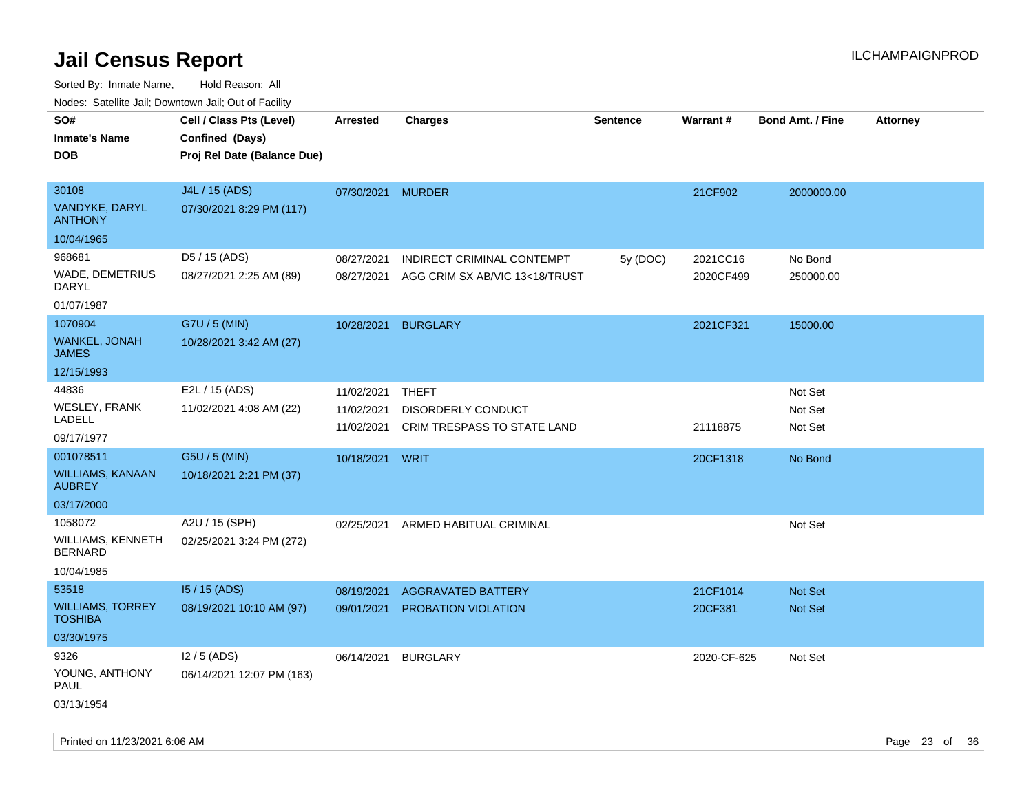# Jail Census Report

Sorted By: Inmate Name, Hold Reason: All

Nodes: Satellite Jail; Downtown Jail; Out of Facility

| SO# / Inmate's Name / DOB | Cell / Class Pts (Level) / Confined (Days) / Proj Rel Date (Balance Due) | Arrested | Charges | Sentence | Warrant # | Bond Amt. / Fine | Attorney |
|---|---|---|---|---|---|---|---|
| 30108<br>VANDYKE, DARYL ANTHONY<br>10/04/1965 | J4L / 15 (ADS)<br>07/30/2021 8:29 PM (117) | 07/30/2021 | MURDER | | 21CF902 | 2000000.00 | |
| 968681<br>WADE, DEMETRIUS DARYL<br>01/07/1987 | D5 / 15 (ADS)<br>08/27/2021 2:25 AM (89) | 08/27/2021 | INDIRECT CRIMINAL CONTEMPT | 5y (DOC) | 2021CC16 | No Bond | |
| | | 08/27/2021 | AGG CRIM SX AB/VIC 13<18/TRUST | | 2020CF499 | 250000.00 | |
| 1070904<br>WANKEL, JONAH JAMES<br>12/15/1993 | G7U / 5 (MIN)<br>10/28/2021 3:42 AM (27) | 10/28/2021 | BURGLARY | | 2021CF321 | 15000.00 | |
| 44836<br>WESLEY, FRANK LADELL<br>09/17/1977 | E2L / 15 (ADS)<br>11/02/2021 4:08 AM (22) | 11/02/2021 | THEFT | | | Not Set | |
| | | 11/02/2021 | DISORDERLY CONDUCT | | | Not Set | |
| | | 11/02/2021 | CRIM TRESPASS TO STATE LAND | | 21118875 | Not Set | |
| 001078511<br>WILLIAMS, KANAAN AUBREY<br>03/17/2000 | G5U / 5 (MIN)<br>10/18/2021 2:21 PM (37) | 10/18/2021 | WRIT | | 20CF1318 | No Bond | |
| 1058072<br>WILLIAMS, KENNETH BERNARD<br>10/04/1985 | A2U / 15 (SPH)<br>02/25/2021 3:24 PM (272) | 02/25/2021 | ARMED HABITUAL CRIMINAL | | | Not Set | |
| 53518<br>WILLIAMS, TORREY TOSHIBA<br>03/30/1975 | I5 / 15 (ADS)<br>08/19/2021 10:10 AM (97) | 08/19/2021 | AGGRAVATED BATTERY | | 21CF1014 | Not Set | |
| | | 09/01/2021 | PROBATION VIOLATION | | 20CF381 | Not Set | |
| 9326<br>YOUNG, ANTHONY PAUL<br>03/13/1954 | I2 / 5 (ADS)<br>06/14/2021 12:07 PM (163) | 06/14/2021 | BURGLARY | | 2020-CF-625 | Not Set | |

Printed on 11/23/2021 6:06 AM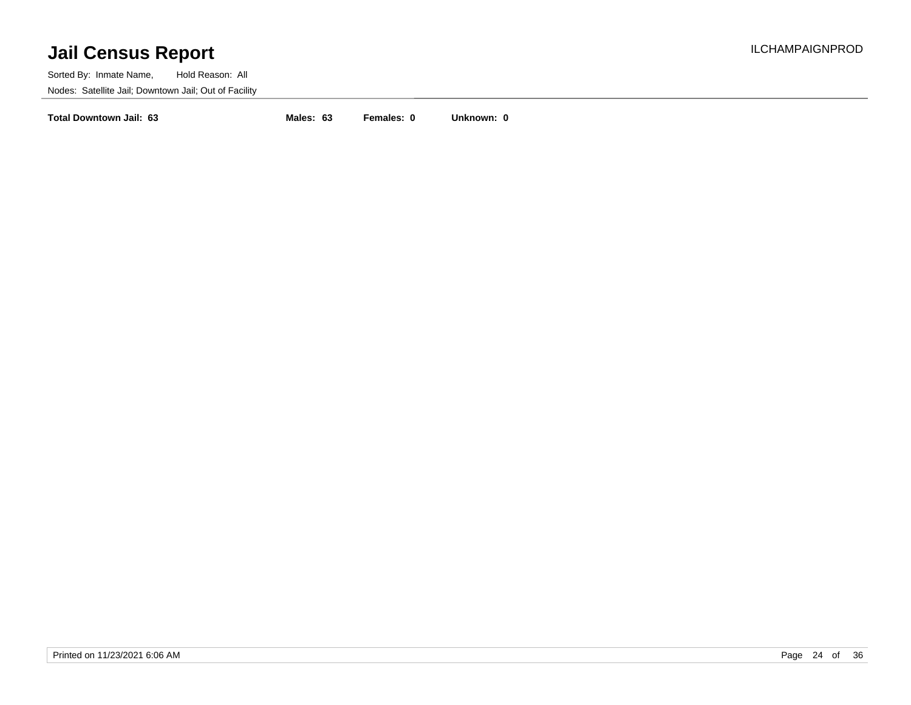# Jail Census Report

ILCHAMPAIGNPROD

Sorted By: Inmate Name, Hold Reason: All

Nodes: Satellite Jail; Downtown Jail; Out of Facility

**Total Downtown Jail: 63** **Males: 63** **Females: 0** **Unknown: 0**

Printed on 11/23/2021 6:06 AM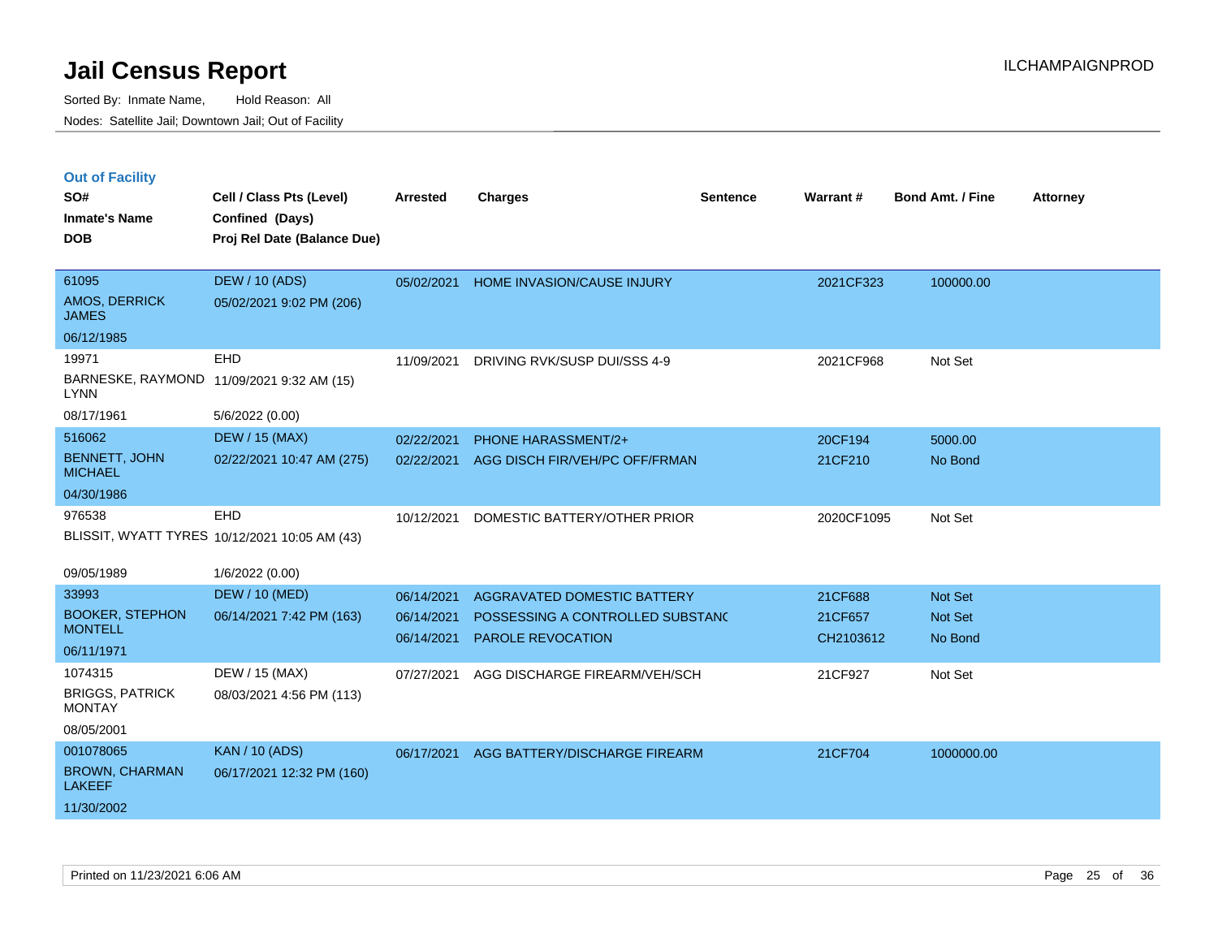# Jail Census Report

ILCHAMPAIGNPROD

Sorted By: Inmate Name, Hold Reason: All

Nodes: Satellite Jail; Downtown Jail; Out of Facility

## Out of Facility

| SO# / Inmate's Name / DOB | Cell / Class Pts (Level) / Confined (Days) / Proj Rel Date (Balance Due) | Arrested | Charges | Sentence | Warrant # | Bond Amt. / Fine | Attorney |
|---|---|---|---|---|---|---|---|
| 61095<br>AMOS, DERRICK JAMES<br>06/12/1985 | DEW / 10 (ADS)<br>05/02/2021 9:02 PM (206) | 05/02/2021 | HOME INVASION/CAUSE INJURY | | 2021CF323 | 100000.00 | |
| 19971<br>BARNESKE, RAYMOND LYNN<br>08/17/1961 | EHD<br>11/09/2021 9:32 AM (15)<br>5/6/2022 (0.00) | 11/09/2021 | DRIVING RVK/SUSP DUI/SSS 4-9 | | 2021CF968 | Not Set | |
| 516062<br>BENNETT, JOHN MICHAEL<br>04/30/1986 | DEW / 15 (MAX)<br>02/22/2021 10:47 AM (275) | 02/22/2021<br>02/22/2021 | PHONE HARASSMENT/2+<br>AGG DISCH FIR/VEH/PC OFF/FRMAN | | 20CF194<br>21CF210 | 5000.00<br>No Bond | |
| 976538<br>BLISSIT, WYATT TYRES<br>09/05/1989 | EHD<br>10/12/2021 10:05 AM (43)<br>1/6/2022 (0.00) | 10/12/2021 | DOMESTIC BATTERY/OTHER PRIOR | | 2020CF1095 | Not Set | |
| 33993<br>BOOKER, STEPHON MONTELL<br>06/11/1971 | DEW / 10 (MED)<br>06/14/2021 7:42 PM (163) | 06/14/2021<br>06/14/2021<br>06/14/2021 | AGGRAVATED DOMESTIC BATTERY<br>POSSESSING A CONTROLLED SUBSTANC<br>PAROLE REVOCATION | | 21CF688<br>21CF657<br>CH2103612 | Not Set<br>Not Set<br>No Bond | |
| 1074315<br>BRIGGS, PATRICK MONTAY<br>08/05/2001 | DEW / 15 (MAX)<br>08/03/2021 4:56 PM (113) | 07/27/2021 | AGG DISCHARGE FIREARM/VEH/SCH | | 21CF927 | Not Set | |
| 001078065<br>BROWN, CHARMAN LAKEEF<br>11/30/2002 | KAN / 10 (ADS)<br>06/17/2021 12:32 PM (160) | 06/17/2021 | AGG BATTERY/DISCHARGE FIREARM | | 21CF704 | 1000000.00 | |

Printed on 11/23/2021 6:06 AM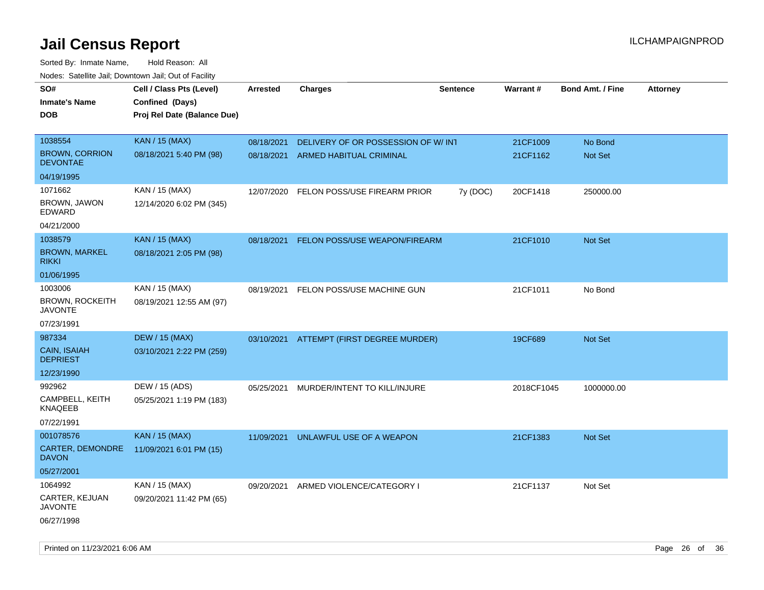# Jail Census Report

Sorted By: Inmate Name, Hold Reason: All

Nodes: Satellite Jail; Downtown Jail; Out of Facility

| SO# / Inmate's Name / DOB | Cell / Class Pts (Level) / Confined (Days) / Proj Rel Date (Balance Due) | Arrested | Charges | Sentence | Warrant # | Bond Amt. / Fine | Attorney |
|---|---|---|---|---|---|---|---|
| 1038554 BROWN, CORRION DEVONTAE 04/19/1995 | KAN / 15 (MAX) 08/18/2021 5:40 PM (98) | 08/18/2021 | DELIVERY OF OR POSSESSION OF W/ INT | | 21CF1009 | No Bond | |
| | | 08/18/2021 | ARMED HABITUAL CRIMINAL | | 21CF1162 | Not Set | |
| 1071662 BROWN, JAWON EDWARD 04/21/2000 | KAN / 15 (MAX) 12/14/2020 6:02 PM (345) | 12/07/2020 | FELON POSS/USE FIREARM PRIOR | 7y (DOC) | 20CF1418 | 250000.00 | |
| 1038579 BROWN, MARKEL RIKKI 01/06/1995 | KAN / 15 (MAX) 08/18/2021 2:05 PM (98) | 08/18/2021 | FELON POSS/USE WEAPON/FIREARM | | 21CF1010 | Not Set | |
| 1003006 BROWN, ROCKEITH JAVONTE 07/23/1991 | KAN / 15 (MAX) 08/19/2021 12:55 AM (97) | 08/19/2021 | FELON POSS/USE MACHINE GUN | | 21CF1011 | No Bond | |
| 987334 CAIN, ISAIAH DEPRIEST 12/23/1990 | DEW / 15 (MAX) 03/10/2021 2:22 PM (259) | 03/10/2021 | ATTEMPT (FIRST DEGREE MURDER) | | 19CF689 | Not Set | |
| 992962 CAMPBELL, KEITH KNAQEEB 07/22/1991 | DEW / 15 (ADS) 05/25/2021 1:19 PM (183) | 05/25/2021 | MURDER/INTENT TO KILL/INJURE | | 2018CF1045 | 1000000.00 | |
| 001078576 CARTER, DEMONDRE DAVON 05/27/2001 | KAN / 15 (MAX) 11/09/2021 6:01 PM (15) | 11/09/2021 | UNLAWFUL USE OF A WEAPON | | 21CF1383 | Not Set | |
| 1064992 CARTER, KEJUAN JAVONTE 06/27/1998 | KAN / 15 (MAX) 09/20/2021 11:42 PM (65) | 09/20/2021 | ARMED VIOLENCE/CATEGORY I | | 21CF1137 | Not Set | |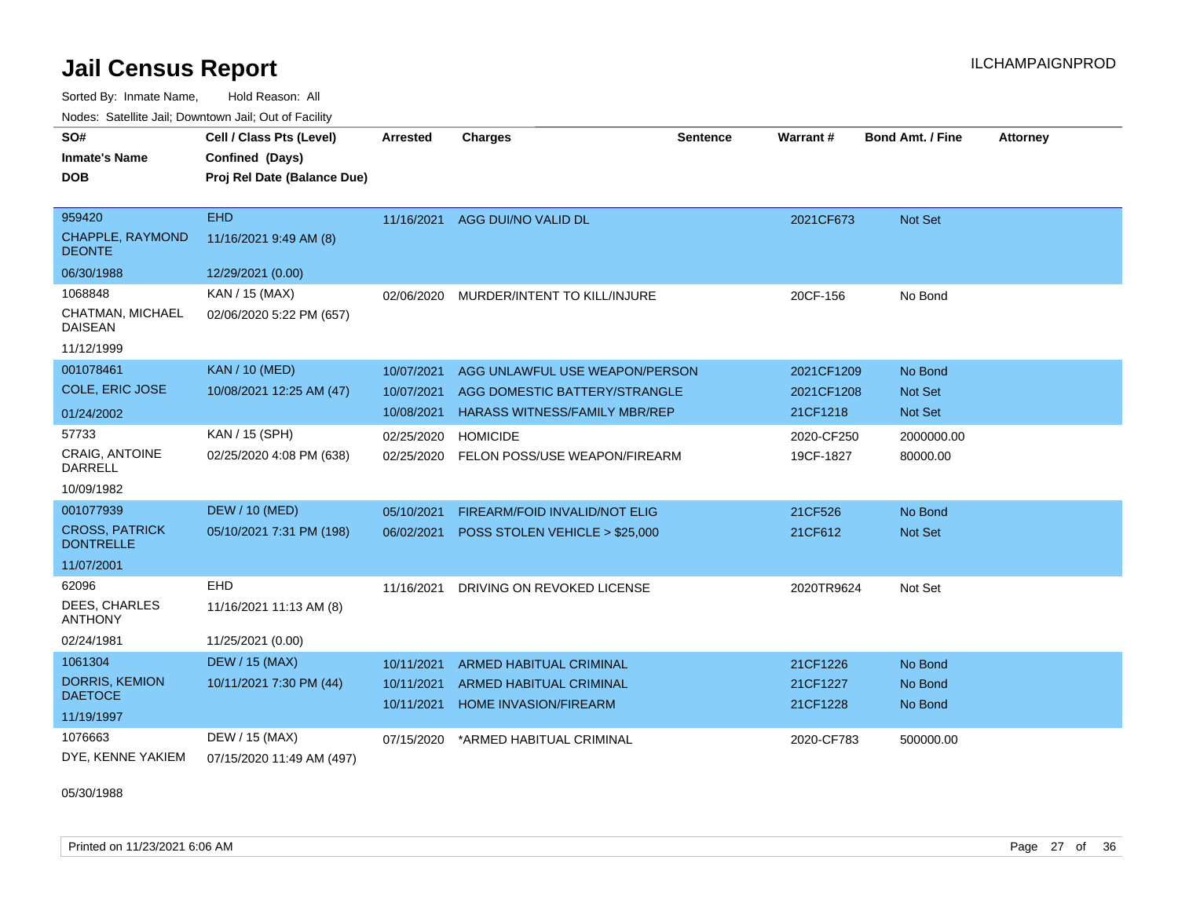# Jail Census Report

Sorted By: Inmate Name, Hold Reason: All

Nodes: Satellite Jail; Downtown Jail; Out of Facility

| SO# / Inmate's Name / DOB | Cell / Class Pts (Level) / Confined (Days) / Proj Rel Date (Balance Due) | Arrested | Charges | Sentence | Warrant # | Bond Amt. / Fine | Attorney |
|---|---|---|---|---|---|---|---|
| 959420<br>CHAPPLE, RAYMOND DEONTE<br>06/30/1988 | EHD<br>11/16/2021 9:49 AM (8)<br>12/29/2021 (0.00) | 11/16/2021 | AGG DUI/NO VALID DL | | 2021CF673 | Not Set | |
| 1068848<br>CHATMAN, MICHAEL DAISEAN<br>11/12/1999 | KAN / 15 (MAX)<br>02/06/2020 5:22 PM (657) | 02/06/2020 | MURDER/INTENT TO KILL/INJURE | | 20CF-156 | No Bond | |
| 001078461<br>COLE, ERIC JOSE<br>01/24/2002 | KAN / 10 (MED)<br>10/08/2021 12:25 AM (47) | 10/07/2021<br>10/07/2021<br>10/08/2021 | AGG UNLAWFUL USE WEAPON/PERSON<br>AGG DOMESTIC BATTERY/STRANGLE<br>HARASS WITNESS/FAMILY MBR/REP | | 2021CF1209<br>2021CF1208<br>21CF1218 | No Bond<br>Not Set<br>Not Set | |
| 57733<br>CRAIG, ANTOINE DARRELL<br>10/09/1982 | KAN / 15 (SPH)<br>02/25/2020 4:08 PM (638) | 02/25/2020<br>02/25/2020 | HOMICIDE<br>FELON POSS/USE WEAPON/FIREARM | | 2020-CF250<br>19CF-1827 | 2000000.00<br>80000.00 | |
| 001077939<br>CROSS, PATRICK DONTRELLE<br>11/07/2001 | DEW / 10 (MED)<br>05/10/2021 7:31 PM (198) | 05/10/2021<br>06/02/2021 | FIREARM/FOID INVALID/NOT ELIG<br>POSS STOLEN VEHICLE > $25,000 | | 21CF526<br>21CF612 | No Bond<br>Not Set | |
| 62096<br>DEES, CHARLES ANTHONY<br>02/24/1981 | EHD<br>11/16/2021 11:13 AM (8)<br>11/25/2021 (0.00) | 11/16/2021 | DRIVING ON REVOKED LICENSE | | 2020TR9624 | Not Set | |
| 1061304<br>DORRIS, KEMION DAETOCE<br>11/19/1997 | DEW / 15 (MAX)<br>10/11/2021 7:30 PM (44) | 10/11/2021<br>10/11/2021<br>10/11/2021 | ARMED HABITUAL CRIMINAL<br>ARMED HABITUAL CRIMINAL<br>HOME INVASION/FIREARM | | 21CF1226<br>21CF1227<br>21CF1228 | No Bond<br>No Bond<br>No Bond | |
| 1076663<br>DYE, KENNE YAKIEM<br>05/30/1988 | DEW / 15 (MAX)<br>07/15/2020 11:49 AM (497) | 07/15/2020 | *ARMED HABITUAL CRIMINAL | | 2020-CF783 | 500000.00 | |

Printed on 11/23/2021 6:06 AM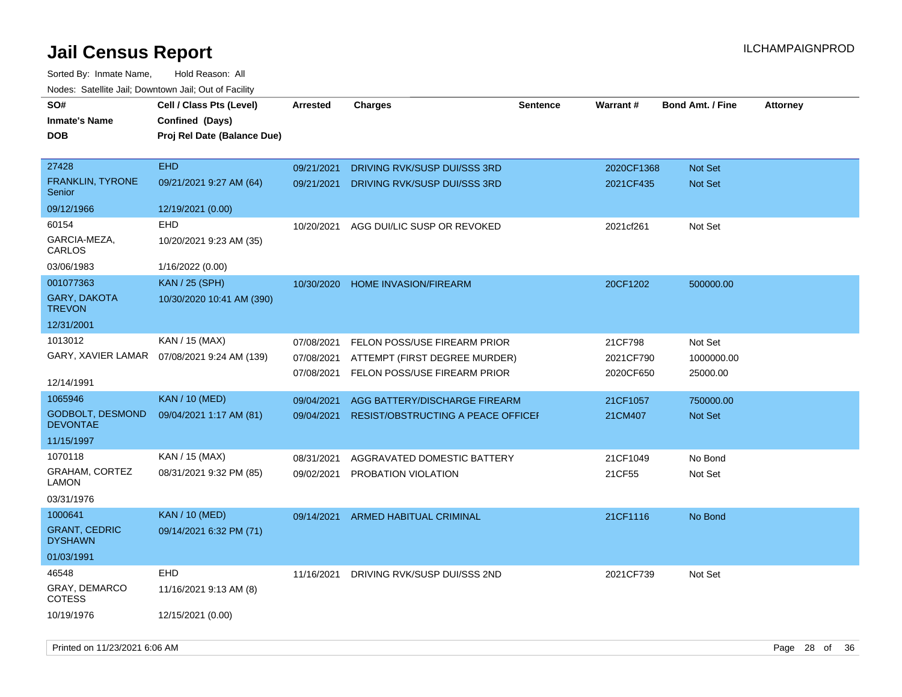# Jail Census Report

ILCHAMPAIGNPROD

Sorted By: Inmate Name, Hold Reason: All

Nodes: Satellite Jail; Downtown Jail; Out of Facility

| SO# / Inmate's Name / DOB | Cell / Class Pts (Level) / Confined (Days) / Proj Rel Date (Balance Due) | Arrested | Charges | Sentence | Warrant # | Bond Amt. / Fine | Attorney |
|---|---|---|---|---|---|---|---|
| 27428 / FRANKLIN, TYRONE Senior / 09/12/1966 | EHD / 09/21/2021 9:27 AM (64) / 12/19/2021 (0.00) | 09/21/2021 | DRIVING RVK/SUSP DUI/SSS 3RD | | 2020CF1368 | Not Set | |
| | | 09/21/2021 | DRIVING RVK/SUSP DUI/SSS 3RD | | 2021CF435 | Not Set | |
| 60154 / GARCIA-MEZA, CARLOS / 03/06/1983 | EHD / 10/20/2021 9:23 AM (35) / 1/16/2022 (0.00) | 10/20/2021 | AGG DUI/LIC SUSP OR REVOKED | | 2021cf261 | Not Set | |
| 001077363 / GARY, DAKOTA TREVON / 12/31/2001 | KAN / 25 (SPH) / 10/30/2020 10:41 AM (390) | 10/30/2020 | HOME INVASION/FIREARM | | 20CF1202 | 500000.00 | |
| 1013012 / GARY, XAVIER LAMAR / 12/14/1991 | KAN / 15 (MAX) / 07/08/2021 9:24 AM (139) | 07/08/2021 | FELON POSS/USE FIREARM PRIOR | | 21CF798 | Not Set | |
| | | 07/08/2021 | ATTEMPT (FIRST DEGREE MURDER) | | 2021CF790 | 1000000.00 | |
| | | 07/08/2021 | FELON POSS/USE FIREARM PRIOR | | 2020CF650 | 25000.00 | |
| 1065946 / GODBOLT, DESMOND DEVONTAE / 11/15/1997 | KAN / 10 (MED) / 09/04/2021 1:17 AM (81) | 09/04/2021 | AGG BATTERY/DISCHARGE FIREARM | | 21CF1057 | 750000.00 | |
| | | 09/04/2021 | RESIST/OBSTRUCTING A PEACE OFFICEI | | 21CM407 | Not Set | |
| 1070118 / GRAHAM, CORTEZ LAMON / 03/31/1976 | KAN / 15 (MAX) / 08/31/2021 9:32 PM (85) | 08/31/2021 | AGGRAVATED DOMESTIC BATTERY | | 21CF1049 | No Bond | |
| | | 09/02/2021 | PROBATION VIOLATION | | 21CF55 | Not Set | |
| 1000641 / GRANT, CEDRIC DYSHAWN / 01/03/1991 | KAN / 10 (MED) / 09/14/2021 6:32 PM (71) | 09/14/2021 | ARMED HABITUAL CRIMINAL | | 21CF1116 | No Bond | |
| 46548 / GRAY, DEMARCO COTESS / 10/19/1976 | EHD / 11/16/2021 9:13 AM (8) / 12/15/2021 (0.00) | 11/16/2021 | DRIVING RVK/SUSP DUI/SSS 2ND | | 2021CF739 | Not Set | |

Printed on 11/23/2021 6:06 AM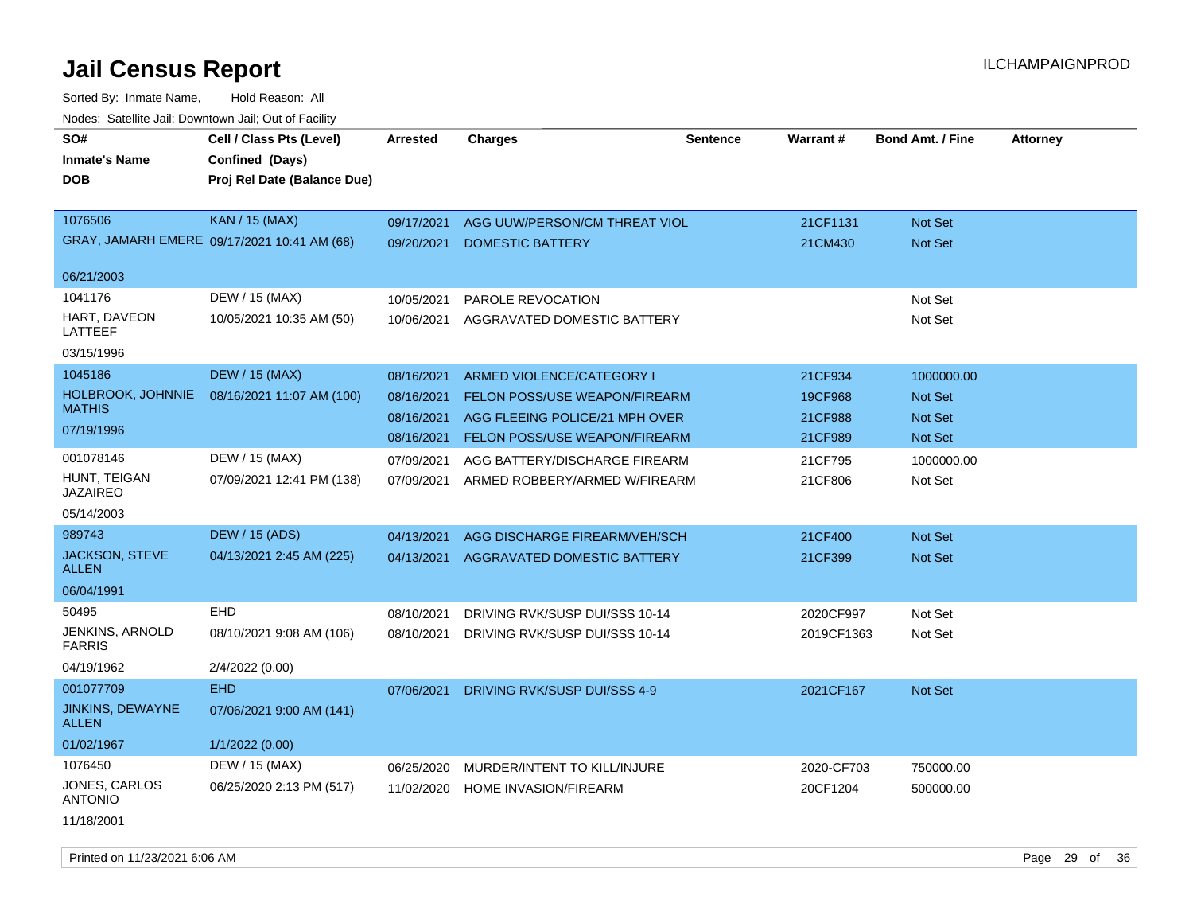# Jail Census Report

Sorted By: Inmate Name,    Hold Reason: All

Nodes: Satellite Jail; Downtown Jail; Out of Facility

| SO# / Inmate's Name / DOB | Cell / Class Pts (Level) / Confined (Days) / Proj Rel Date (Balance Due) | Arrested | Charges | Sentence | Warrant # | Bond Amt. / Fine | Attorney |
|---|---|---|---|---|---|---|---|
| 1076506<br>GRAY, JAMARH EMERE<br>06/21/2003 | KAN / 15 (MAX)<br>09/17/2021 10:41 AM (68) | 09/17/2021 | AGG UUW/PERSON/CM THREAT VIOL | | 21CF1131 | Not Set | |
| | | 09/20/2021 | DOMESTIC BATTERY | | 21CM430 | Not Set | |
| 1041176<br>HART, DAVEON LATTEEF<br>03/15/1996 | DEW / 15 (MAX)<br>10/05/2021 10:35 AM (50) | 10/05/2021 | PAROLE REVOCATION | | | Not Set | |
| | | 10/06/2021 | AGGRAVATED DOMESTIC BATTERY | | | Not Set | |
| 1045186<br>HOLBROOK, JOHNNIE MATHIS<br>07/19/1996 | DEW / 15 (MAX)<br>08/16/2021 11:07 AM (100) | 08/16/2021 | ARMED VIOLENCE/CATEGORY I | | 21CF934 | 1000000.00 | |
| | | 08/16/2021 | FELON POSS/USE WEAPON/FIREARM | | 19CF968 | Not Set | |
| | | 08/16/2021 | AGG FLEEING POLICE/21 MPH OVER | | 21CF988 | Not Set | |
| | | 08/16/2021 | FELON POSS/USE WEAPON/FIREARM | | 21CF989 | Not Set | |
| 001078146<br>HUNT, TEIGAN JAZAIREO<br>05/14/2003 | DEW / 15 (MAX)<br>07/09/2021 12:41 PM (138) | 07/09/2021 | AGG BATTERY/DISCHARGE FIREARM | | 21CF795 | 1000000.00 | |
| | | 07/09/2021 | ARMED ROBBERY/ARMED W/FIREARM | | 21CF806 | Not Set | |
| 989743<br>JACKSON, STEVE ALLEN<br>06/04/1991 | DEW / 15 (ADS)<br>04/13/2021 2:45 AM (225) | 04/13/2021 | AGG DISCHARGE FIREARM/VEH/SCH | | 21CF400 | Not Set | |
| | | 04/13/2021 | AGGRAVATED DOMESTIC BATTERY | | 21CF399 | Not Set | |
| 50495<br>JENKINS, ARNOLD FARRIS<br>04/19/1962 | EHD<br>08/10/2021 9:08 AM (106)<br>2/4/2022 (0.00) | 08/10/2021 | DRIVING RVK/SUSP DUI/SSS 10-14 | | 2020CF997 | Not Set | |
| | | 08/10/2021 | DRIVING RVK/SUSP DUI/SSS 10-14 | | 2019CF1363 | Not Set | |
| 001077709<br>JINKINS, DEWAYNE ALLEN<br>01/02/1967 | EHD<br>07/06/2021 9:00 AM (141)<br>1/1/2022 (0.00) | 07/06/2021 | DRIVING RVK/SUSP DUI/SSS 4-9 | | 2021CF167 | Not Set | |
| 1076450<br>JONES, CARLOS ANTONIO<br>11/18/2001 | DEW / 15 (MAX)<br>06/25/2020 2:13 PM (517) | 06/25/2020 | MURDER/INTENT TO KILL/INJURE | | 2020-CF703 | 750000.00 | |
| | | 11/02/2020 | HOME INVASION/FIREARM | | 20CF1204 | 500000.00 | |

Printed on 11/23/2021 6:06 AM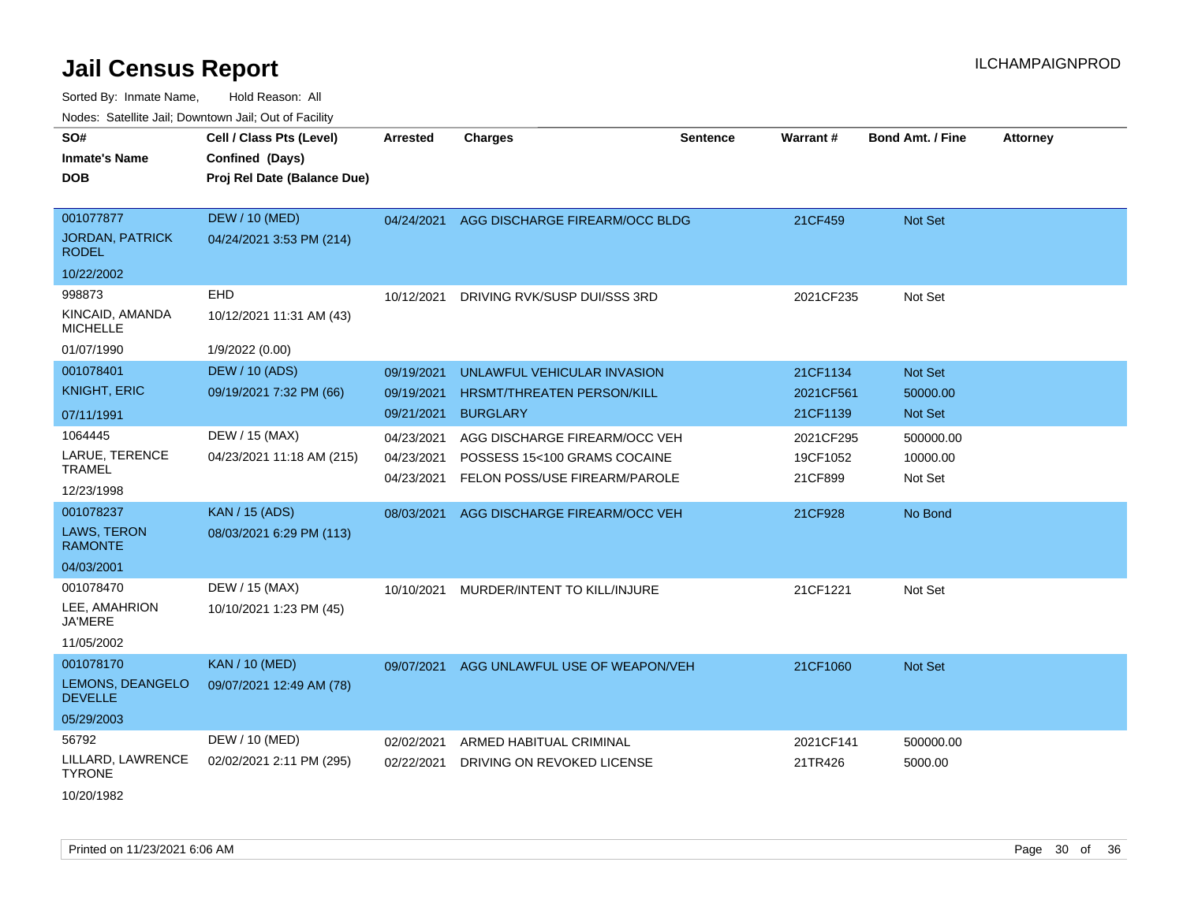# Jail Census Report

ILCHAMPAIGNPROD

Sorted By: Inmate Name, Hold Reason: All

Nodes: Satellite Jail; Downtown Jail; Out of Facility

| SO# / Inmate's Name / DOB | Cell / Class Pts (Level) / Confined (Days) / Proj Rel Date (Balance Due) | Arrested | Charges | Sentence | Warrant # | Bond Amt. / Fine | Attorney |
|---|---|---|---|---|---|---|---|
| 001077877<br>JORDAN, PATRICK RODEL<br>10/22/2002 | DEW / 10 (MED)<br>04/24/2021 3:53 PM (214) | 04/24/2021 | AGG DISCHARGE FIREARM/OCC BLDG | | 21CF459 | Not Set | |
| 998873<br>KINCAID, AMANDA MICHELLE<br>01/07/1990 | EHD<br>10/12/2021 11:31 AM (43)<br>1/9/2022 (0.00) | 10/12/2021 | DRIVING RVK/SUSP DUI/SSS 3RD | | 2021CF235 | Not Set | |
| 001078401<br>KNIGHT, ERIC<br>07/11/1991 | DEW / 10 (ADS)<br>09/19/2021 7:32 PM (66) | 09/19/2021 | UNLAWFUL VEHICULAR INVASION | | 21CF1134 | Not Set | |
| | | 09/19/2021 | HRSMT/THREATEN PERSON/KILL | | 2021CF561 | 50000.00 | |
| | | 09/21/2021 | BURGLARY | | 21CF1139 | Not Set | |
| 1064445<br>LARUE, TERENCE TRAMEL<br>12/23/1998 | DEW / 15 (MAX)<br>04/23/2021 11:18 AM (215) | 04/23/2021 | AGG DISCHARGE FIREARM/OCC VEH | | 2021CF295 | 500000.00 | |
| | | 04/23/2021 | POSSESS 15<100 GRAMS COCAINE | | 19CF1052 | 10000.00 | |
| | | 04/23/2021 | FELON POSS/USE FIREARM/PAROLE | | 21CF899 | Not Set | |
| 001078237<br>LAWS, TERON RAMONTE<br>04/03/2001 | KAN / 15 (ADS)<br>08/03/2021 6:29 PM (113) | 08/03/2021 | AGG DISCHARGE FIREARM/OCC VEH | | 21CF928 | No Bond | |
| 001078470<br>LEE, AMAHRION JA'MERE<br>11/05/2002 | DEW / 15 (MAX)<br>10/10/2021 1:23 PM (45) | 10/10/2021 | MURDER/INTENT TO KILL/INJURE | | 21CF1221 | Not Set | |
| 001078170<br>LEMONS, DEANGELO DEVELLE<br>05/29/2003 | KAN / 10 (MED)<br>09/07/2021 12:49 AM (78) | 09/07/2021 | AGG UNLAWFUL USE OF WEAPON/VEH | | 21CF1060 | Not Set | |
| 56792<br>LILLARD, LAWRENCE TYRONE<br>10/20/1982 | DEW / 10 (MED)<br>02/02/2021 2:11 PM (295) | 02/02/2021 | ARMED HABITUAL CRIMINAL | | 2021CF141 | 500000.00 | |
| | | 02/22/2021 | DRIVING ON REVOKED LICENSE | | 21TR426 | 5000.00 | |

Printed on 11/23/2021 6:06 AM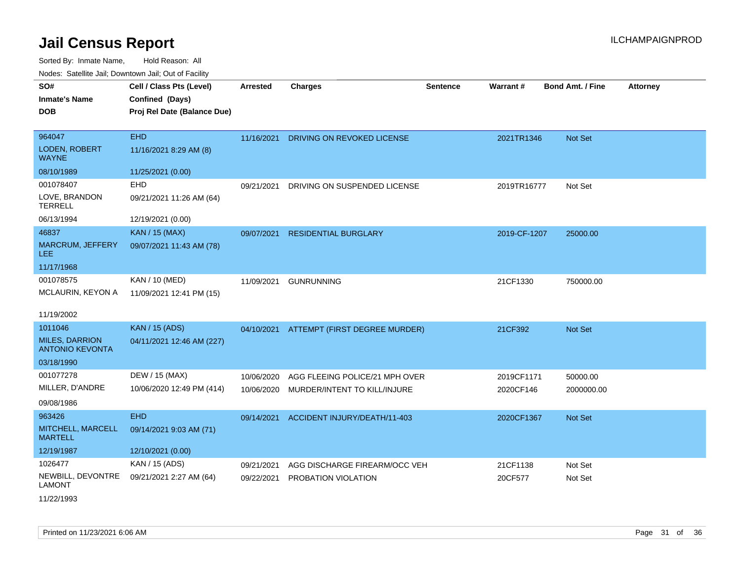# Jail Census Report

ILCHAMPAIGNPROD

Sorted By: Inmate Name, Hold Reason: All

Nodes: Satellite Jail; Downtown Jail; Out of Facility

| SO# / Inmate's Name / DOB | Cell / Class Pts (Level) / Confined (Days) / Proj Rel Date (Balance Due) | Arrested | Charges | Sentence | Warrant # | Bond Amt. / Fine | Attorney |
|---|---|---|---|---|---|---|---|
| 964047<br>LODEN, ROBERT WAYNE<br>08/10/1989 | EHD<br>11/16/2021 8:29 AM (8)<br>11/25/2021 (0.00) | 11/16/2021 | DRIVING ON REVOKED LICENSE | | 2021TR1346 | Not Set | |
| 001078407<br>LOVE, BRANDON TERRELL<br>06/13/1994 | EHD<br>09/21/2021 11:26 AM (64)<br>12/19/2021 (0.00) | 09/21/2021 | DRIVING ON SUSPENDED LICENSE | | 2019TR16777 | Not Set | |
| 46837<br>MARCRUM, JEFFERY LEE<br>11/17/1968 | KAN / 15 (MAX)<br>09/07/2021 11:43 AM (78) | 09/07/2021 | RESIDENTIAL BURGLARY | | 2019-CF-1207 | 25000.00 | |
| 001078575<br>MCLAURIN, KEYON A<br>11/19/2002 | KAN / 10 (MED)<br>11/09/2021 12:41 PM (15) | 11/09/2021 | GUNRUNNING | | 21CF1330 | 750000.00 | |
| 1011046<br>MILES, DARRION ANTONIO KEVONTA<br>03/18/1990 | KAN / 15 (ADS)<br>04/11/2021 12:46 AM (227) | 04/10/2021 | ATTEMPT (FIRST DEGREE MURDER) | | 21CF392 | Not Set | |
| 001077278<br>MILLER, D'ANDRE<br>09/08/1986 | DEW / 15 (MAX)<br>10/06/2020 12:49 PM (414) | 10/06/2020 | AGG FLEEING POLICE/21 MPH OVER | | 2019CF1171 | 50000.00 | |
| | | 10/06/2020 | MURDER/INTENT TO KILL/INJURE | | 2020CF146 | 2000000.00 | |
| 963426<br>MITCHELL, MARCELL MARTELL<br>12/19/1987 | EHD<br>09/14/2021 9:03 AM (71)<br>12/10/2021 (0.00) | 09/14/2021 | ACCIDENT INJURY/DEATH/11-403 | | 2020CF1367 | Not Set | |
| 1026477<br>NEWBILL, DEVONTRE LAMONT<br>11/22/1993 | KAN / 15 (ADS)<br>09/21/2021 2:27 AM (64) | 09/21/2021 | AGG DISCHARGE FIREARM/OCC VEH | | 21CF1138 | Not Set | |
| | | 09/22/2021 | PROBATION VIOLATION | | 20CF577 | Not Set | |

Printed on 11/23/2021 6:06 AM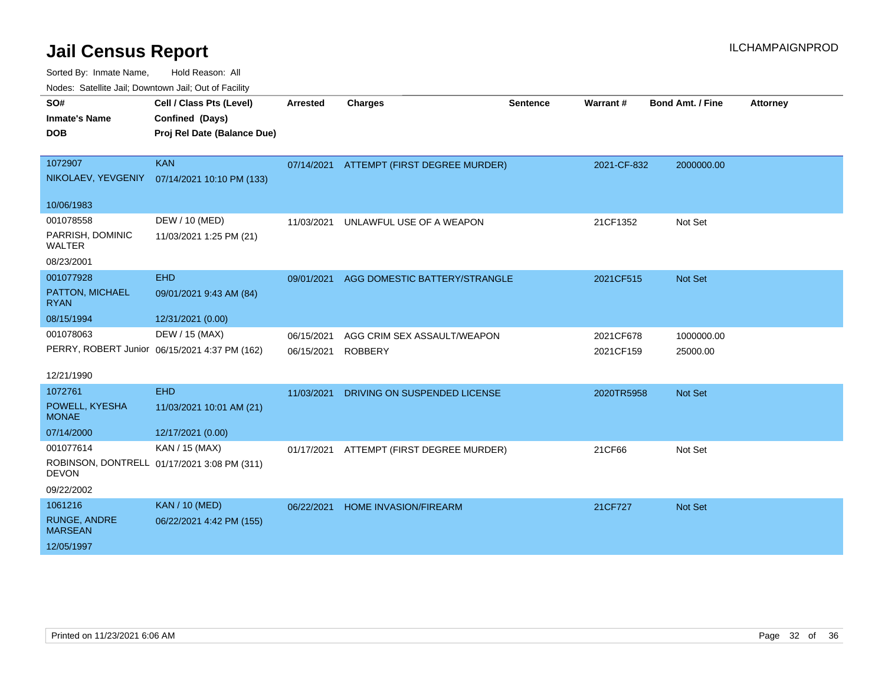# Jail Census Report

ILCHAMPAIGNPROD

Sorted By: Inmate Name, Hold Reason: All

Nodes: Satellite Jail; Downtown Jail; Out of Facility

| SO# / Inmate's Name / DOB | Cell / Class Pts (Level) / Confined (Days) / Proj Rel Date (Balance Due) | Arrested | Charges | Sentence | Warrant # | Bond Amt. / Fine | Attorney |
|---|---|---|---|---|---|---|---|
| 1072907<br>NIKOLAEV, YEVGENIY<br>10/06/1983 | KAN<br>07/14/2021 10:10 PM (133) | 07/14/2021 | ATTEMPT (FIRST DEGREE MURDER) | | 2021-CF-832 | 2000000.00 | |
| 001078558<br>PARRISH, DOMINIC WALTER<br>08/23/2001 | DEW / 10 (MED)<br>11/03/2021 1:25 PM (21) | 11/03/2021 | UNLAWFUL USE OF A WEAPON | | 21CF1352 | Not Set | |
| 001077928<br>PATTON, MICHAEL RYAN<br>08/15/1994 | EHD<br>09/01/2021 9:43 AM (84)<br>12/31/2021 (0.00) | 09/01/2021 | AGG DOMESTIC BATTERY/STRANGLE | | 2021CF515 | Not Set | |
| 001078063<br>PERRY, ROBERT Junior<br>12/21/1990 | DEW / 15 (MAX)<br>06/15/2021 4:37 PM (162) | 06/15/2021 | AGG CRIM SEX ASSAULT/WEAPON | | 2021CF678 | 1000000.00 | |
| | | 06/15/2021 | ROBBERY | | 2021CF159 | 25000.00 | |
| 1072761<br>POWELL, KYESHA MONAE<br>07/14/2000 | EHD<br>11/03/2021 10:01 AM (21)<br>12/17/2021 (0.00) | 11/03/2021 | DRIVING ON SUSPENDED LICENSE | | 2020TR5958 | Not Set | |
| 001077614<br>ROBINSON, DONTRELL DEVON<br>09/22/2002 | KAN / 15 (MAX)<br>01/17/2021 3:08 PM (311) | 01/17/2021 | ATTEMPT (FIRST DEGREE MURDER) | | 21CF66 | Not Set | |
| 1061216<br>RUNGE, ANDRE MARSEAN<br>12/05/1997 | KAN / 10 (MED)<br>06/22/2021 4:42 PM (155) | 06/22/2021 | HOME INVASION/FIREARM | | 21CF727 | Not Set | |

Printed on 11/23/2021 6:06 AM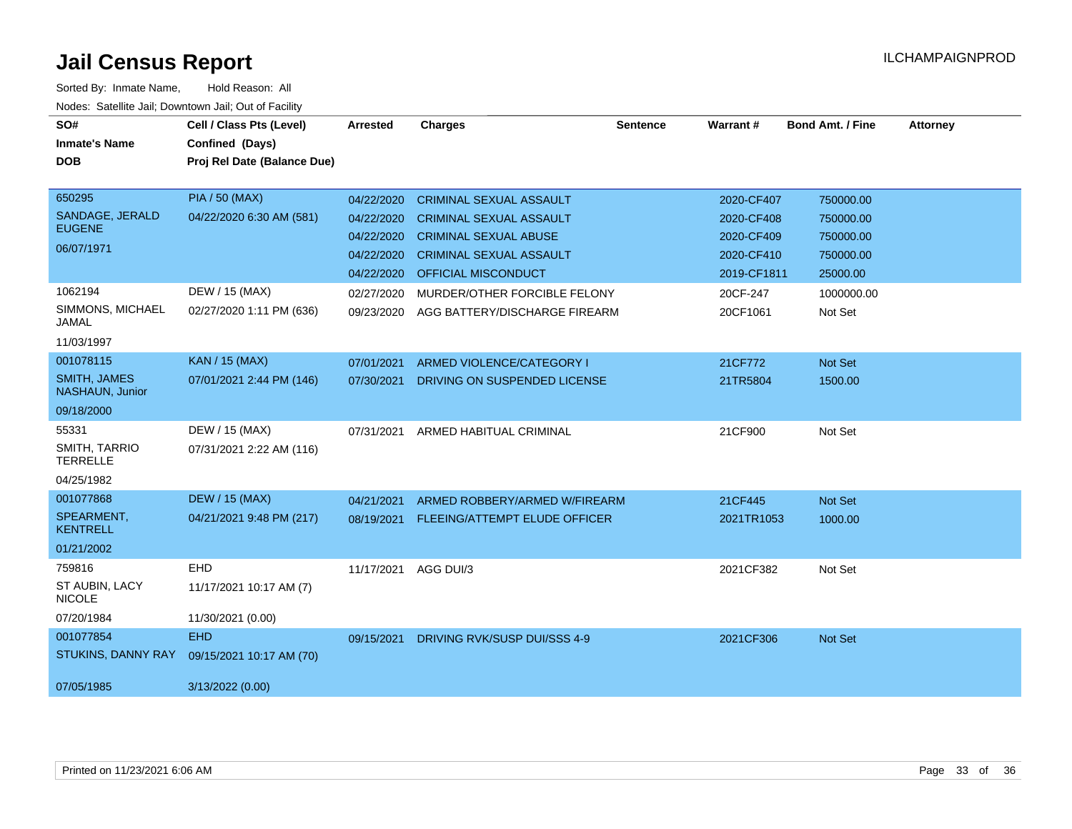# Jail Census Report

ILCHAMPAIGNPROD

Sorted By: Inmate Name, Hold Reason: All

Nodes: Satellite Jail; Downtown Jail; Out of Facility

| SO# / Inmate's Name / DOB | Cell / Class Pts (Level) / Confined (Days) / Proj Rel Date (Balance Due) | Arrested | Charges | Sentence | Warrant # | Bond Amt. / Fine | Attorney |
|---|---|---|---|---|---|---|---|
| 650295 SANDAGE, JERALD EUGENE 06/07/1971 | PIA / 50 (MAX) 04/22/2020 6:30 AM (581) | 04/22/2020 | CRIMINAL SEXUAL ASSAULT | | 2020-CF407 | 750000.00 | |
| | | 04/22/2020 | CRIMINAL SEXUAL ASSAULT | | 2020-CF408 | 750000.00 | |
| | | 04/22/2020 | CRIMINAL SEXUAL ABUSE | | 2020-CF409 | 750000.00 | |
| | | 04/22/2020 | CRIMINAL SEXUAL ASSAULT | | 2020-CF410 | 750000.00 | |
| | | 04/22/2020 | OFFICIAL MISCONDUCT | | 2019-CF1811 | 25000.00 | |
| 1062194 SIMMONS, MICHAEL JAMAL 11/03/1997 | DEW / 15 (MAX) 02/27/2020 1:11 PM (636) | 02/27/2020 | MURDER/OTHER FORCIBLE FELONY | | 20CF-247 | 1000000.00 | |
| | | 09/23/2020 | AGG BATTERY/DISCHARGE FIREARM | | 20CF1061 | Not Set | |
| 001078115 SMITH, JAMES NASHAUN, Junior 09/18/2000 | KAN / 15 (MAX) 07/01/2021 2:44 PM (146) | 07/01/2021 | ARMED VIOLENCE/CATEGORY I | | 21CF772 | Not Set | |
| | | 07/30/2021 | DRIVING ON SUSPENDED LICENSE | | 21TR5804 | 1500.00 | |
| 55331 SMITH, TARRIO TERRELLE 04/25/1982 | DEW / 15 (MAX) 07/31/2021 2:22 AM (116) | 07/31/2021 | ARMED HABITUAL CRIMINAL | | 21CF900 | Not Set | |
| 001077868 SPEARMENT, KENTRELL 01/21/2002 | DEW / 15 (MAX) 04/21/2021 9:48 PM (217) | 04/21/2021 | ARMED ROBBERY/ARMED W/FIREARM | | 21CF445 | Not Set | |
| | | 08/19/2021 | FLEEING/ATTEMPT ELUDE OFFICER | | 2021TR1053 | 1000.00 | |
| 759816 ST AUBIN, LACY NICOLE 07/20/1984 | EHD 11/17/2021 10:17 AM (7) 11/30/2021 (0.00) | 11/17/2021 | AGG DUI/3 | | 2021CF382 | Not Set | |
| 001077854 STUKINS, DANNY RAY 07/05/1985 | EHD 09/15/2021 10:17 AM (70) 3/13/2022 (0.00) | 09/15/2021 | DRIVING RVK/SUSP DUI/SSS 4-9 | | 2021CF306 | Not Set | |

Printed on 11/23/2021 6:06 AM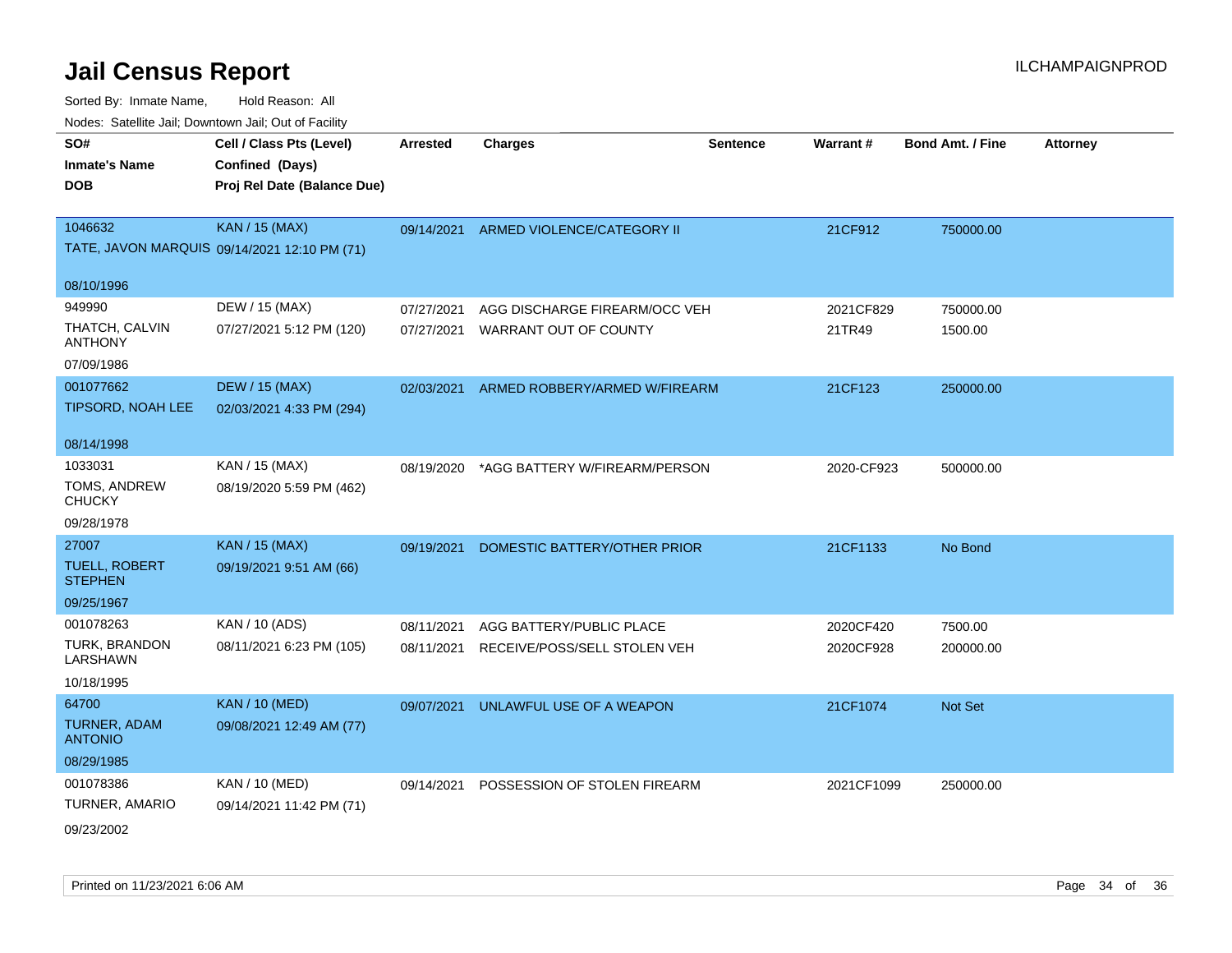# Jail Census Report

ILCHAMPAIGNPROD

Sorted By: Inmate Name, Hold Reason: All

Nodes: Satellite Jail; Downtown Jail; Out of Facility

| SO# / Inmate's Name / DOB | Cell / Class Pts (Level) / Confined (Days) / Proj Rel Date (Balance Due) | Arrested | Charges | Sentence | Warrant # | Bond Amt. / Fine | Attorney |
|---|---|---|---|---|---|---|---|
| 1046632<br>TATE, JAVON MARQUIS<br>08/10/1996 | KAN / 15 (MAX)<br>09/14/2021 12:10 PM (71) | 09/14/2021 | ARMED VIOLENCE/CATEGORY II | | 21CF912 | 750000.00 | |
| 949990<br>THATCH, CALVIN ANTHONY<br>07/09/1986 | DEW / 15 (MAX)<br>07/27/2021 5:12 PM (120) | 07/27/2021<br>07/27/2021 | AGG DISCHARGE FIREARM/OCC VEH<br>WARRANT OUT OF COUNTY | | 2021CF829<br>21TR49 | 750000.00<br>1500.00 | |
| 001077662<br>TIPSORD, NOAH LEE<br>08/14/1998 | DEW / 15 (MAX)<br>02/03/2021 4:33 PM (294) | 02/03/2021 | ARMED ROBBERY/ARMED W/FIREARM | | 21CF123 | 250000.00 | |
| 1033031<br>TOMS, ANDREW CHUCKY<br>09/28/1978 | KAN / 15 (MAX)<br>08/19/2020 5:59 PM (462) | 08/19/2020 | *AGG BATTERY W/FIREARM/PERSON | | 2020-CF923 | 500000.00 | |
| 27007<br>TUELL, ROBERT STEPHEN<br>09/25/1967 | KAN / 15 (MAX)<br>09/19/2021 9:51 AM (66) | 09/19/2021 | DOMESTIC BATTERY/OTHER PRIOR | | 21CF1133 | No Bond | |
| 001078263<br>TURK, BRANDON LARSHAWN<br>10/18/1995 | KAN / 10 (ADS)<br>08/11/2021 6:23 PM (105) | 08/11/2021<br>08/11/2021 | AGG BATTERY/PUBLIC PLACE<br>RECEIVE/POSS/SELL STOLEN VEH | | 2020CF420<br>2020CF928 | 7500.00<br>200000.00 | |
| 64700<br>TURNER, ADAM ANTONIO<br>08/29/1985 | KAN / 10 (MED)<br>09/08/2021 12:49 AM (77) | 09/07/2021 | UNLAWFUL USE OF A WEAPON | | 21CF1074 | Not Set | |
| 001078386<br>TURNER, AMARIO<br>09/23/2002 | KAN / 10 (MED)<br>09/14/2021 11:42 PM (71) | 09/14/2021 | POSSESSION OF STOLEN FIREARM | | 2021CF1099 | 250000.00 | |

Printed on 11/23/2021 6:06 AM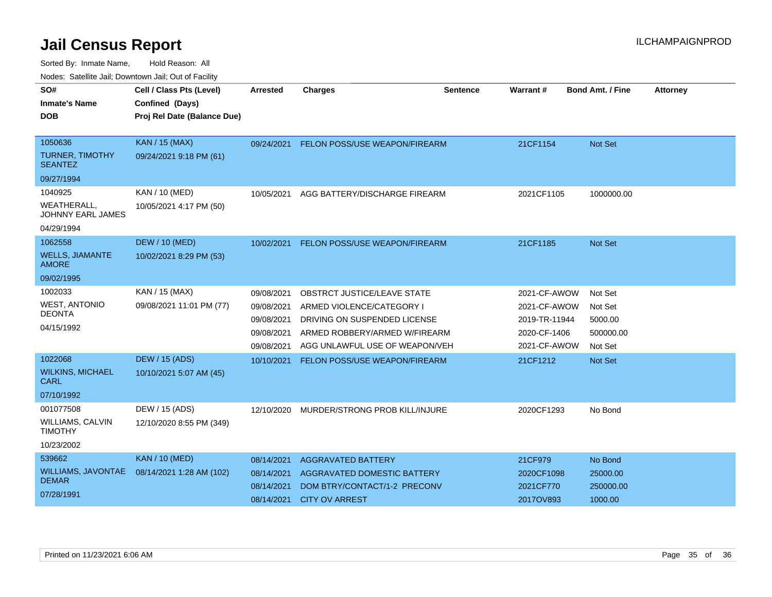# Jail Census Report

Sorted By: Inmate Name, Hold Reason: All

Nodes: Satellite Jail; Downtown Jail; Out of Facility

| SO# / Inmate's Name / DOB | Cell / Class Pts (Level) / Confined (Days) / Proj Rel Date (Balance Due) | Arrested | Charges | Sentence | Warrant # | Bond Amt. / Fine | Attorney |
|---|---|---|---|---|---|---|---|
| 1050636<br>TURNER, TIMOTHY SEANTEZ<br>09/27/1994 | KAN / 15 (MAX)<br>09/24/2021 9:18 PM (61) | 09/24/2021 | FELON POSS/USE WEAPON/FIREARM | | 21CF1154 | Not Set | |
| 1040925<br>WEATHERALL, JOHNNY EARL JAMES<br>04/29/1994 | KAN / 10 (MED)<br>10/05/2021 4:17 PM (50) | 10/05/2021 | AGG BATTERY/DISCHARGE FIREARM | | 2021CF1105 | 1000000.00 | |
| 1062558<br>WELLS, JIAMANTE AMORE<br>09/02/1995 | DEW / 10 (MED)<br>10/02/2021 8:29 PM (53) | 10/02/2021 | FELON POSS/USE WEAPON/FIREARM | | 21CF1185 | Not Set | |
| 1002033<br>WEST, ANTONIO DEONTA<br>04/15/1992 | KAN / 15 (MAX)<br>09/08/2021 11:01 PM (77) | 09/08/2021 | OBSTRCT JUSTICE/LEAVE STATE | | 2021-CF-AWOW | Not Set | |
| | | 09/08/2021 | ARMED VIOLENCE/CATEGORY I | | 2021-CF-AWOW | Not Set | |
| | | 09/08/2021 | DRIVING ON SUSPENDED LICENSE | | 2019-TR-11944 | 5000.00 | |
| | | 09/08/2021 | ARMED ROBBERY/ARMED W/FIREARM | | 2020-CF-1406 | 500000.00 | |
| | | 09/08/2021 | AGG UNLAWFUL USE OF WEAPON/VEH | | 2021-CF-AWOW | Not Set | |
| 1022068<br>WILKINS, MICHAEL CARL<br>07/10/1992 | DEW / 15 (ADS)<br>10/10/2021 5:07 AM (45) | 10/10/2021 | FELON POSS/USE WEAPON/FIREARM | | 21CF1212 | Not Set | |
| 001077508<br>WILLIAMS, CALVIN TIMOTHY<br>10/23/2002 | DEW / 15 (ADS)<br>12/10/2020 8:55 PM (349) | 12/10/2020 | MURDER/STRONG PROB KILL/INJURE | | 2020CF1293 | No Bond | |
| 539662<br>WILLIAMS, JAVONTAE DEMAR<br>07/28/1991 | KAN / 10 (MED)<br>08/14/2021 1:28 AM (102) | 08/14/2021 | AGGRAVATED BATTERY | | 21CF979 | No Bond | |
| | | 08/14/2021 | AGGRAVATED DOMESTIC BATTERY | | 2020CF1098 | 25000.00 | |
| | | 08/14/2021 | DOM BTRY/CONTACT/1-2 PRECONV | | 2021CF770 | 250000.00 | |
| | | 08/14/2021 | CITY OV ARREST | | 2017OV893 | 1000.00 | |

Printed on 11/23/2021 6:06 AM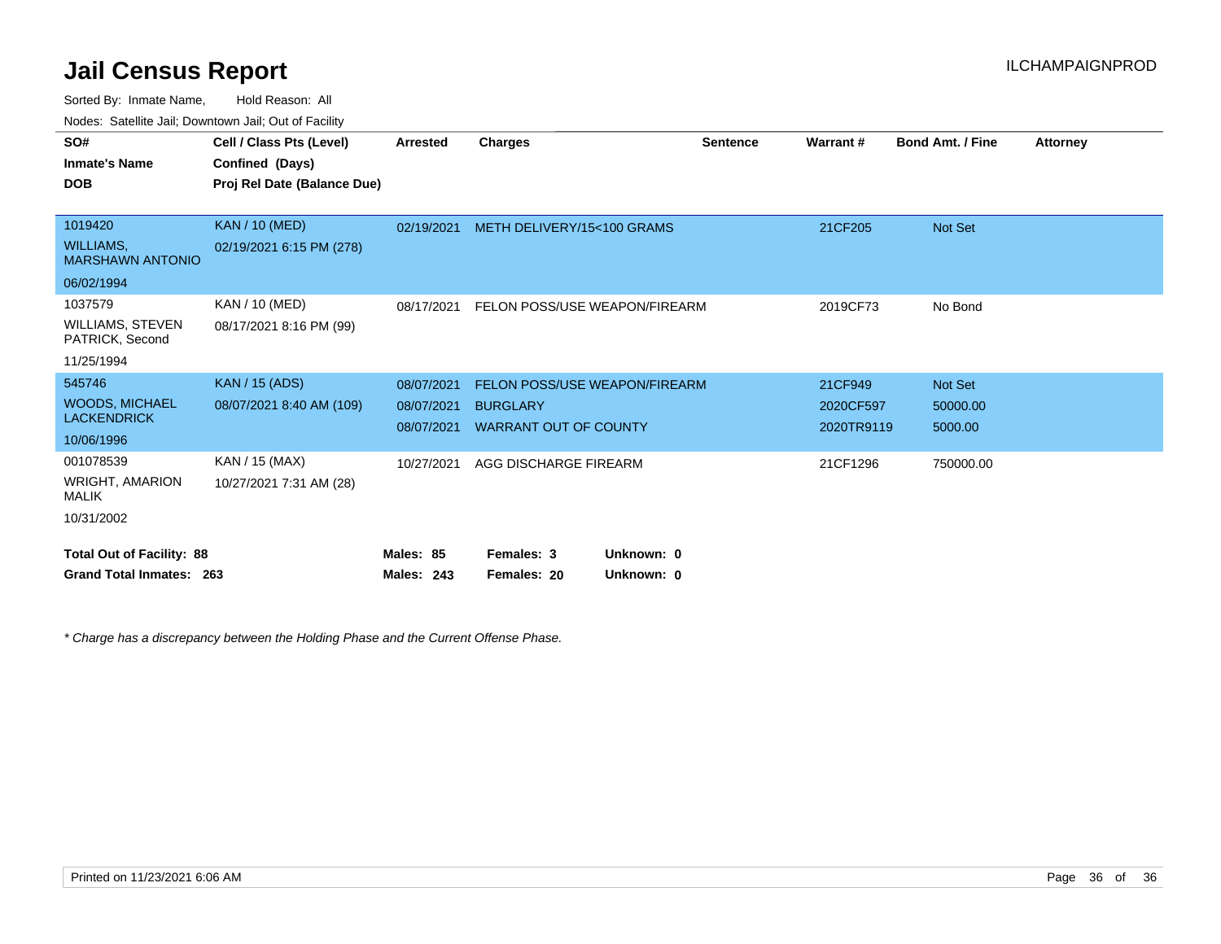# Jail Census Report

ILCHAMPAIGNPROD

Sorted By: Inmate Name, Hold Reason: All

Nodes: Satellite Jail; Downtown Jail; Out of Facility

| SO# / Inmate's Name / DOB | Cell / Class Pts (Level) / Confined (Days) / Proj Rel Date (Balance Due) | Arrested | Charges | Sentence | Warrant # | Bond Amt. / Fine | Attorney |
|---|---|---|---|---|---|---|---|
| 1019420<br>WILLIAMS, MARSHAWN ANTONIO<br>06/02/1994 | KAN / 10 (MED)<br>02/19/2021 6:15 PM (278) | 02/19/2021 | METH DELIVERY/15<100 GRAMS | | 21CF205 | Not Set | |
| 1037579<br>WILLIAMS, STEVEN PATRICK, Second<br>11/25/1994 | KAN / 10 (MED)<br>08/17/2021 8:16 PM (99) | 08/17/2021 | FELON POSS/USE WEAPON/FIREARM | | 2019CF73 | No Bond | |
| 545746<br>WOODS, MICHAEL LACKENDRICK<br>10/06/1996 | KAN / 15 (ADS)<br>08/07/2021 8:40 AM (109) | 08/07/2021 | FELON POSS/USE WEAPON/FIREARM | | 21CF949 | Not Set | |
| | | 08/07/2021 | BURGLARY | | 2020CF597 | 50000.00 | |
| | | 08/07/2021 | WARRANT OUT OF COUNTY | | 2020TR9119 | 5000.00 | |
| 001078539<br>WRIGHT, AMARION MALIK<br>10/31/2002 | KAN / 15 (MAX)<br>10/27/2021 7:31 AM (28) | 10/27/2021 | AGG DISCHARGE FIREARM | | 21CF1296 | 750000.00 | |

**Total Out of Facility: 88** — **Males: 85** — **Females: 3** — **Unknown: 0**

**Grand Total Inmates: 263** — **Males: 243** — **Females: 20** — **Unknown: 0**

*\* Charge has a discrepancy between the Holding Phase and the Current Offense Phase.*

Printed on 11/23/2021 6:06 AM